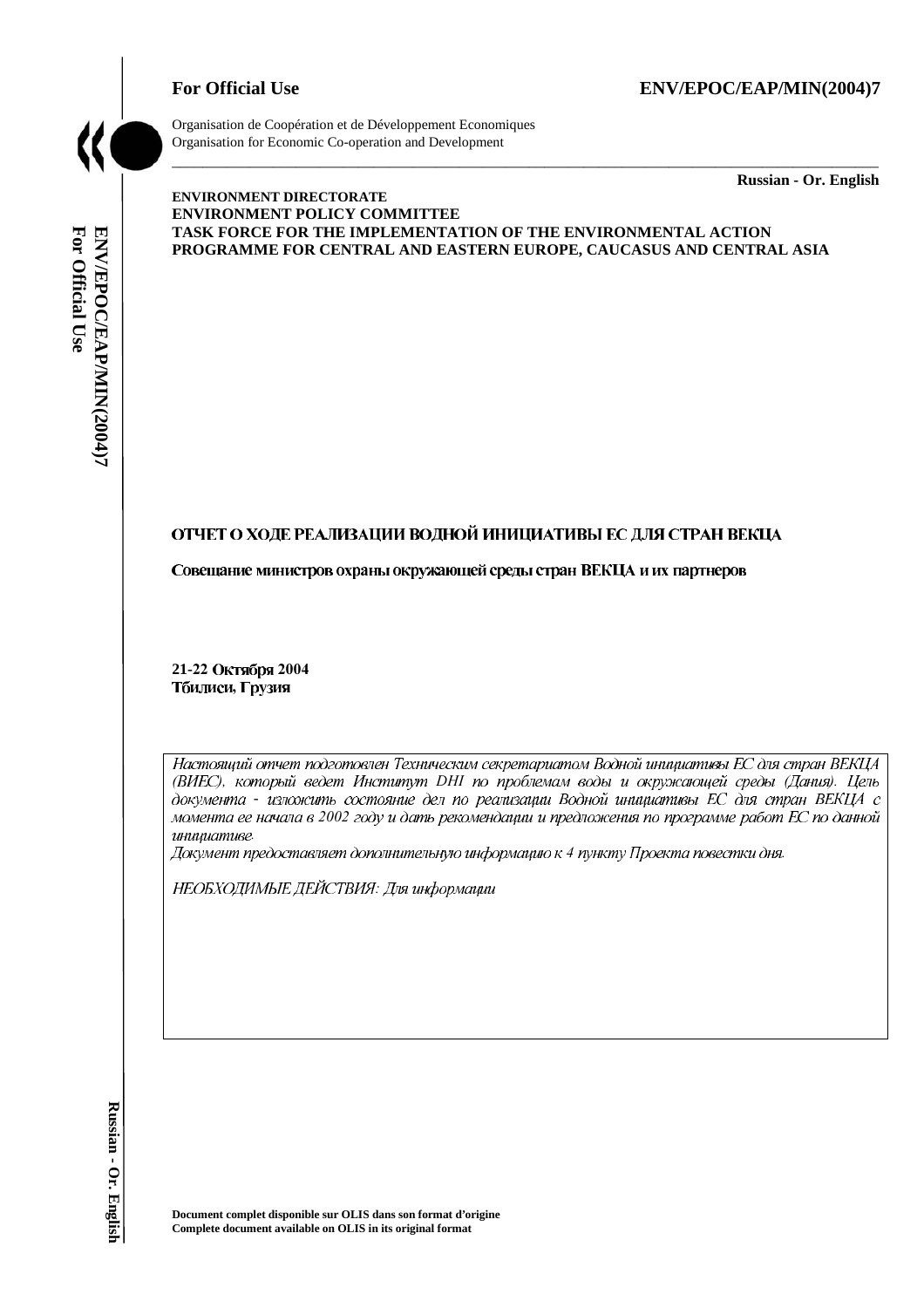**For Official Use** **ENV/EPOC/EAP/MIN(2004)7**

Organisation de Coopération et de Développement Economiques
Organisation for Economic Co-operation and Development

**Russian - Or. English**

**ENVIRONMENT DIRECTORATE**
**ENVIRONMENT POLICY COMMITTEE**
**TASK FORCE FOR THE IMPLEMENTATION OF THE ENVIRONMENTAL ACTION PROGRAMME FOR CENTRAL AND EASTERN EUROPE, CAUCASUS AND CENTRAL ASIA**

# ОТЧЕТ О ХОДЕ РЕАЛИЗАЦИИ ВОДНОЙ ИНИЦИАТИВЫ ЕС ДЛЯ СТРАН ВЕКЦА

## Совещание министров охраны окружающей среды стран ВЕКЦА и их партнеров

**21-22 Октября 2004**
**Тбилиси, Грузия**

*Настоящий отчет подготовлен Техническим секретариатом Водной инициативы ЕС для стран ВЕКЦА (ВИЕС), который ведет Институт DHI по проблемам воды и окружающей среды (Дания). Цель документа - изложить состояние дел по реализации Водной инициативы ЕС для стран ВЕКЦА с момента ее начала в 2002 году и дать рекомендации и предложения по программе работ ЕС по данной инициативе.*
*Документ предоставляет дополнительную информацию к 4 пункту Проекта повестки дня.*

*НЕОБХОДИМЫЕ ДЕЙСТВИЯ: Для информации*

**Document complet disponible sur OLIS dans son format d'origine**
**Complete document available on OLIS in its original format**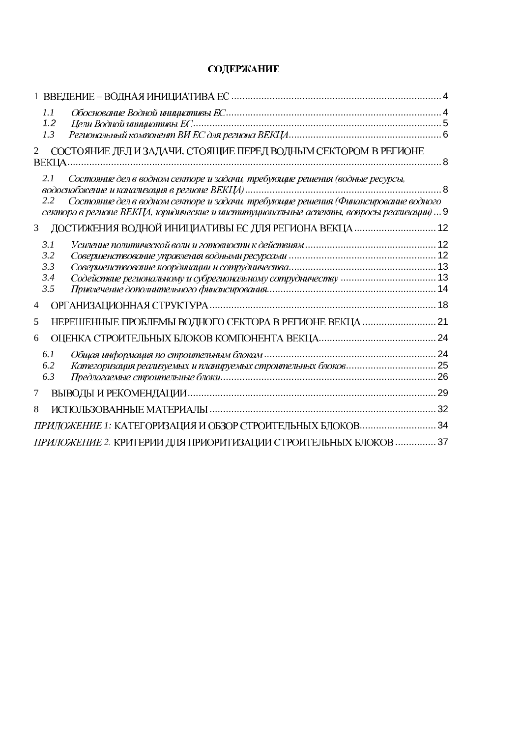# СОДЕРЖАНИЕ

1 ВВЕДЕНИЕ – ВОДНАЯ ИНИЦИАТИВА ЕС ........ 4

- *1.1 Обоснование Водной инициативы ЕС* ........ 4
- *1.2 Цели Водной инициативы ЕС* ........ 5
- *1.3 Региональный компонент ВИ ЕС для региона ВЕКЦА* ........ 6

2 СОСТОЯНИЕ ДЕЛ И ЗАДАЧИ, СТОЯЩИЕ ПЕРЕД ВОДНЫМ СЕКТОРОМ В РЕГИОНЕ ВЕКЦА ........ 8

- *2.1 Состояние дел в водном секторе и задачи, требующие решения (водные ресурсы, водоснабжение и канализация в регионе ВЕКЦА)* ........ 8
- *2.2 Состояние дел в водном секторе и задачи, требующие решения (Финансирование водного сектора в регионе ВЕКЦА, юридические и институциональные аспекты, вопросы реализации)* ... 9

3 ДОСТИЖЕНИЯ ВОДНОЙ ИНИЦИАТИВЫ ЕС ДЛЯ РЕГИОНА ВЕКЦА ........ 12

- *3.1 Усиление политической воли и готовности к действиям* ........ 12
- *3.2 Совершенствование управления водными ресурсами* ........ 12
- *3.3 Совершенствование координации и сотрудничества* ........ 13
- *3.4 Содействие региональному и субрегиональному сотрудничеству* ........ 13
- *3.5 Привлечение дополнительного финансирования* ........ 14

4 ОРГАНИЗАЦИОННАЯ СТРУКТУРА ........ 18

5 НЕРЕШЕННЫЕ ПРОБЛЕМЫ ВОДНОГО СЕКТОРА В РЕГИОНЕ ВЕКЦА ........ 21

6 ОЦЕНКА СТРОИТЕЛЬНЫХ БЛОКОВ КОМПОНЕНТА ВЕКЦА ........ 24

- *6.1 Общая информация по строительным блокам* ........ 24
- *6.2 Категоризация реализуемых и планируемых строительных блоков* ........ 25
- *6.3 Предлагаемые строительные блоки* ........ 26

7 ВЫВОДЫ И РЕКОМЕНДАЦИИ ........ 29

8 ИСПОЛЬЗОВАННЫЕ МАТЕРИАЛЫ ........ 32

*ПРИЛОЖЕНИЕ 1:* КАТЕГОРИЗАЦИЯ И ОБЗОР СТРОИТЕЛЬНЫХ БЛОКОВ ........ 34

*ПРИЛОЖЕНИЕ 2.* КРИТЕРИИ ДЛЯ ПРИОРИТИЗАЦИИ СТРОИТЕЛЬНЫХ БЛОКОВ ........ 37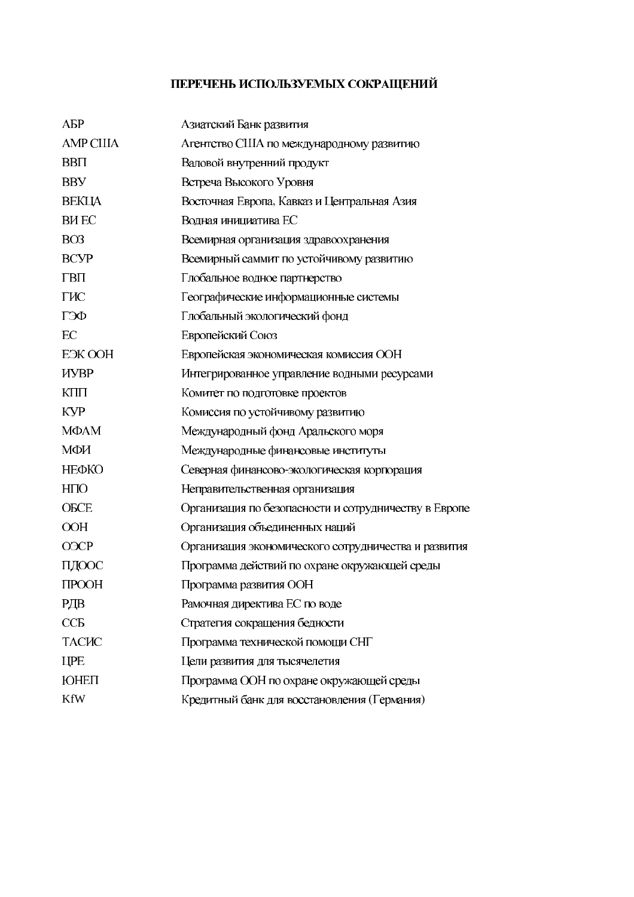# ПЕРЕЧЕНЬ ИСПОЛЬЗУЕМЫХ СОКРАЩЕНИЙ

| | |
|---|---|
| АБР | Азиатский Банк развития |
| АМР США | Агентство США по международному развитию |
| ВВП | Валовой внутренний продукт |
| ВВУ | Встреча Высокого Уровня |
| ВЕКЦА | Восточная Европа, Кавказ и Центральная Азия |
| ВИ ЕС | Водная инициатива ЕС |
| ВОЗ | Всемирная организация здравоохранения |
| ВСУР | Всемирный саммит по устойчивому развитию |
| ГВП | Глобальное водное партнерство |
| ГИС | Географические информационные системы |
| ГЭФ | Глобальный экологический фонд |
| ЕС | Европейский Союз |
| ЕЭК ООН | Европейская экономическая комиссия ООН |
| ИУВР | Интегрированное управление водными ресурсами |
| КПП | Комитет по подготовке проектов |
| КУР | Комиссия по устойчивому развитию |
| МФАМ | Международный фонд Аральского моря |
| МФИ | Международные финансовые институты |
| НЕФКО | Северная финансово-экологическая корпорация |
| НПО | Неправительственная организация |
| ОБСЕ | Организация по безопасности и сотрудничеству в Европе |
| ООН | Организация объединенных наций |
| ОЭСР | Организация экономического сотрудничества и развития |
| ПДООС | Программа действий по охране окружающей среды |
| ПРООН | Программа развития ООН |
| РДВ | Рамочная директива ЕС по воде |
| ССБ | Стратегия сокращения бедности |
| ТАСИС | Программа технической помощи СНГ |
| ЦРЕ | Цели развития для тысячелетия |
| ЮНЕП | Программа ООН по охране окружающей среды |
| KfW | Кредитный банк для восстановления (Германия) |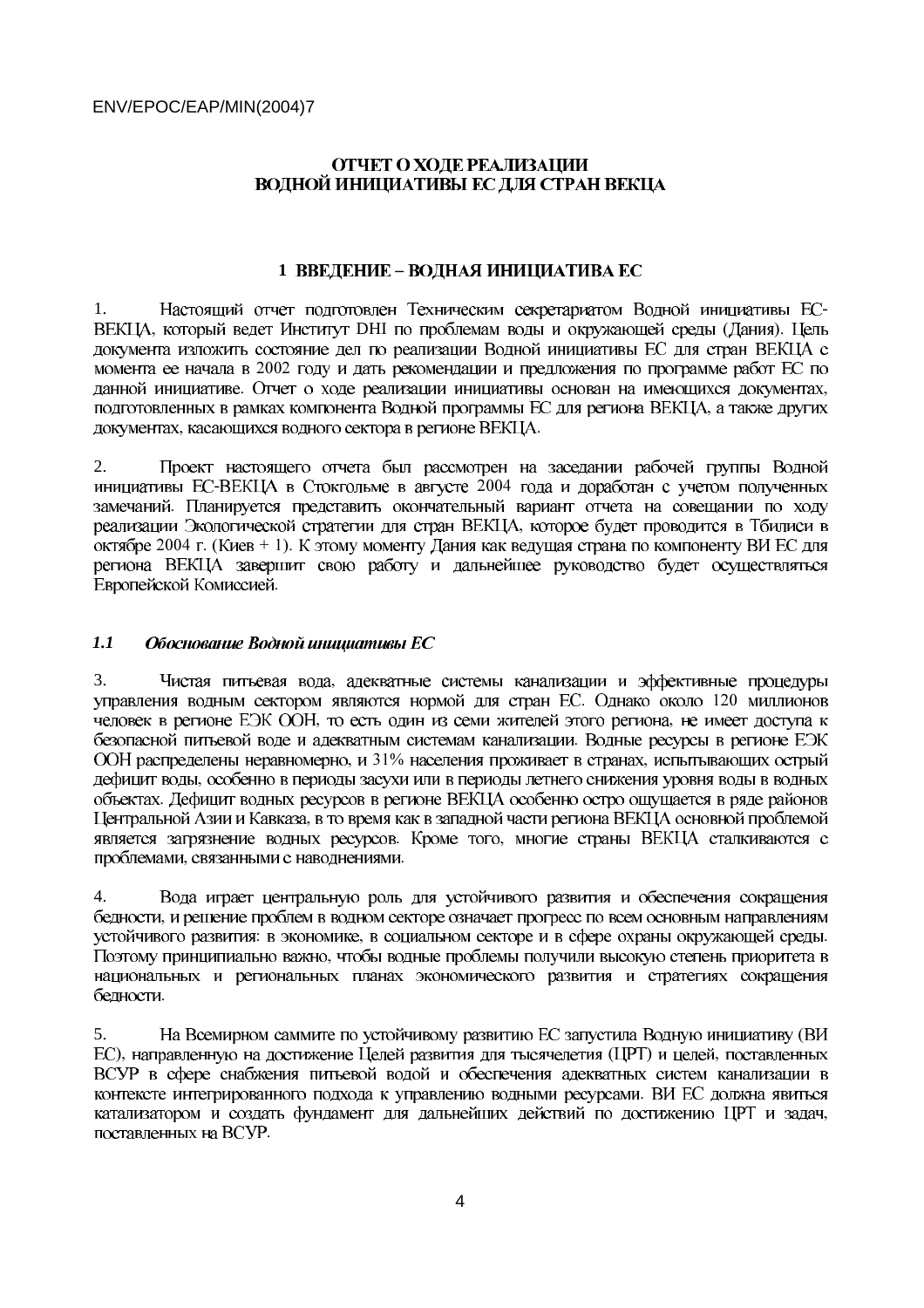## ОТЧЕТ О ХОДЕ РЕАЛИЗАЦИИ ВОДНОЙ ИНИЦИАТИВЫ ЕС ДЛЯ СТРАН ВЕКЦА

## 1 ВВЕДЕНИЕ – ВОДНАЯ ИНИЦИАТИВА ЕС

1. Настоящий отчет подготовлен Техническим секретариатом Водной инициативы ЕС-ВЕКЦА, который ведет Институт DHI по проблемам воды и окружающей среды (Дания). Цель документа изложить состояние дел по реализации Водной инициативы ЕС для стран ВЕКЦА с момента ее начала в 2002 году и дать рекомендации и предложения по программе работ ЕС по данной инициативе. Отчет о ходе реализации инициативы основан на имеющихся документах, подготовленных в рамках компонента Водной программы ЕС для региона ВЕКЦА, а также других документах, касающихся водного сектора в регионе ВЕКЦА.

2. Проект настоящего отчета был рассмотрен на заседании рабочей группы Водной инициативы ЕС-ВЕКЦА в Стокгольме в августе 2004 года и доработан с учетом полученных замечаний. Планируется представить окончательный вариант отчета на совещании по ходу реализации Экологической стратегии для стран ВЕКЦА, которое будет проводится в Тбилиси в октябре 2004 г. (Киев + 1). К этому моменту Дания как ведущая страна по компоненту ВИ ЕС для региона ВЕКЦА завершит свою работу и дальнейшее руководство будет осуществляться Европейской Комиссией.

### *1.1 Обоснование Водной инициативы ЕС*

3. Чистая питьевая вода, адекватные системы канализации и эффективные процедуры управления водным сектором являются нормой для стран ЕС. Однако около 120 миллионов человек в регионе ЕЭК ООН, то есть один из семи жителей этого региона, не имеет доступа к безопасной питьевой воде и адекватным системам канализации. Водные ресурсы в регионе ЕЭК ООН распределены неравномерно, и 31% населения проживает в странах, испытывающих острый дефицит воды, особенно в периоды засухи или в периоды летнего снижения уровня воды в водных объектах. Дефицит водных ресурсов в регионе ВЕКЦА особенно остро ощущается в ряде районов Центральной Азии и Кавказа, в то время как в западной части региона ВЕКЦА основной проблемой является загрязнение водных ресурсов. Кроме того, многие страны ВЕКЦА сталкиваются с проблемами, связанными с наводнениями.

4. Вода играет центральную роль для устойчивого развития и обеспечения сокращения бедности, и решение проблем в водном секторе означает прогресс по всем основным направлениям устойчивого развития: в экономике, в социальном секторе и в сфере охраны окружающей среды. Поэтому принципиально важно, чтобы водные проблемы получили высокую степень приоритета в национальных и региональных планах экономического развития и стратегиях сокращения бедности.

5. На Всемирном саммите по устойчивому развитию ЕС запустила Водную инициативу (ВИ ЕС), направленную на достижение Целей развития для тысячелетия (ЦРТ) и целей, поставленных ВСУР в сфере снабжения питьевой водой и обеспечения адекватных систем канализации в контексте интегрированного подхода к управлению водными ресурсами. ВИ ЕС должна явиться катализатором и создать фундамент для дальнейших действий по достижению ЦРТ и задач, поставленных на ВСУР.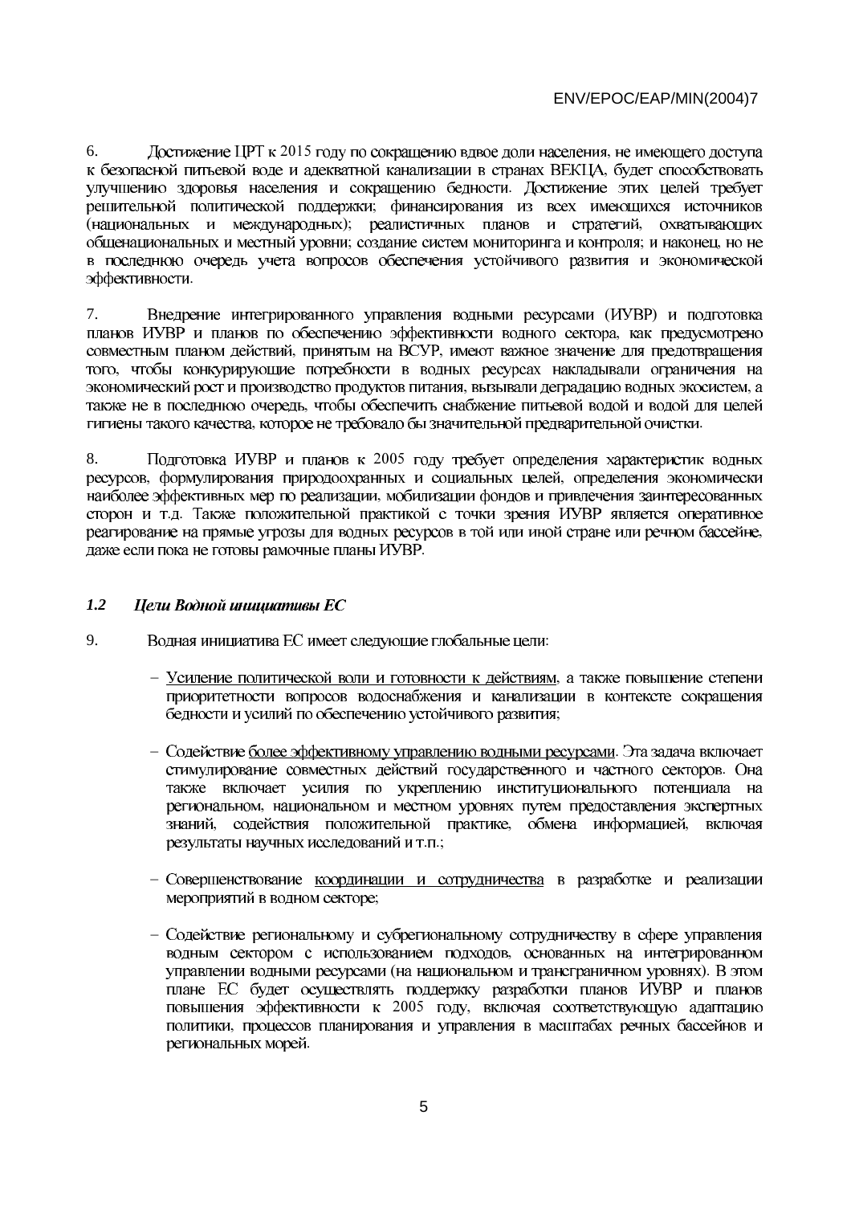6. Достижение ЦРТ к 2015 году по сокращению вдвое доли населения, не имеющего доступа к безопасной питьевой воде и адекватной канализации в странах ВЕКЦА, будет способствовать улучшению здоровья населения и сокращению бедности. Достижение этих целей требует решительной политической поддержки; финансирования из всех имеющихся источников (национальных и международных); реалистичных планов и стратегий, охватывающих общенациональных и местный уровни; создание систем мониторинга и контроля; и наконец, но не в последнюю очередь учета вопросов обеспечения устойчивого развития и экономической эффективности.

7. Внедрение интегрированного управления водными ресурсами (ИУВР) и подготовка планов ИУВР и планов по обеспечению эффективности водного сектора, как предусмотрено совместным планом действий, принятым на ВСУР, имеют важное значение для предотвращения того, чтобы конкурирующие потребности в водных ресурсах накладывали ограничения на экономический рост и производство продуктов питания, вызывали деградацию водных экосистем, а также не в последнюю очередь, чтобы обеспечить снабжение питьевой водой и водой для целей гигиены такого качества, которое не требовало бы значительной предварительной очистки.

8. Подготовка ИУВР и планов к 2005 году требует определения характеристик водных ресурсов, формулирования природоохранных и социальных целей, определения экономически наиболее эффективных мер по реализации, мобилизации фондов и привлечения заинтересованных сторон и т.д. Также положительной практикой с точки зрения ИУВР является оперативное реагирование на прямые угрозы для водных ресурсов в той или иной стране или речном бассейне, даже если пока не готовы рамочные планы ИУВР.

### *1.2 Цели Водной инициативы ЕС*

9. Водная инициатива ЕС имеет следующие глобальные цели:

- Усиление политической воли и готовности к действиям, а также повышение степени приоритетности вопросов водоснабжения и канализации в контексте сокращения бедности и усилий по обеспечению устойчивого развития;

- Содействие более эффективному управлению водными ресурсами. Эта задача включает стимулирование совместных действий государственного и частного секторов. Она также включает усилия по укреплению институционального потенциала на региональном, национальном и местном уровнях путем предоставления экспертных знаний, содействия положительной практике, обмена информацией, включая результаты научных исследований и т.п.;

- Совершенствование координации и сотрудничества в разработке и реализации мероприятий в водном секторе;

- Содействие региональному и субрегиональному сотрудничеству в сфере управления водным сектором с использованием подходов, основанных на интегрированном управлении водными ресурсами (на национальном и трансграничном уровнях). В этом плане ЕС будет осуществлять поддержку разработки планов ИУВР и планов повышения эффективности к 2005 году, включая соответствующую адаптацию политики, процессов планирования и управления в масштабах речных бассейнов и региональных морей.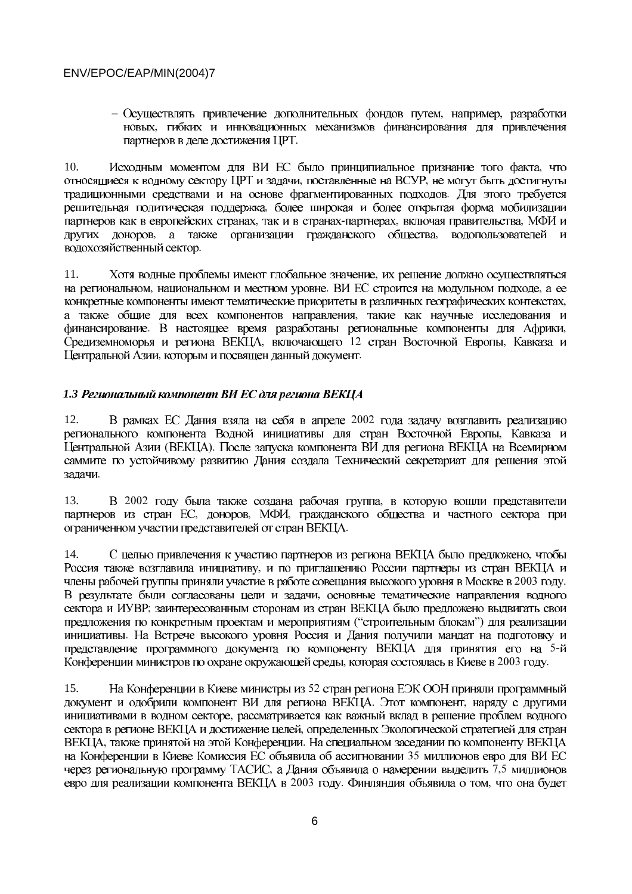- Осуществлять привлечение дополнительных фондов путем, например, разработки новых, гибких и инновационных механизмов финансирования для привлечения партнеров в деле достижения ЦРТ.

10. Исходным моментом для ВИ ЕС было принципиальное признание того факта, что относящиеся к водному сектору ЦРТ и задачи, поставленные на ВСУР, не могут быть достигнуты традиционными средствами и на основе фрагментированных подходов. Для этого требуется решительная политическая поддержка, более широкая и более открытая форма мобилизации партнеров как в европейских странах, так и в странах-партнерах, включая правительства, МФИ и других доноров, а также организации гражданского общества, водопользователей и водохозяйственный сектор.

11. Хотя водные проблемы имеют глобальное значение, их решение должно осуществляться на региональном, национальном и местном уровне. ВИ ЕС строится на модульном подходе, а ее конкретные компоненты имеют тематические приоритеты в различных географических контекстах, а также общие для всех компонентов направления, такие как научные исследования и финансирование. В настоящее время разработаны региональные компоненты для Африки, Средиземноморья и региона ВЕКЦА, включающего 12 стран Восточной Европы, Кавказа и Центральной Азии, которым и посвящен данный документ.

### *1.3 Региональный компонент ВИ ЕС для региона ВЕКЦА*

12. В рамках ЕС Дания взяла на себя в апреле 2002 года задачу возглавить реализацию регионального компонента Водной инициативы для стран Восточной Европы, Кавказа и Центральной Азии (ВЕКЦА). После запуска компонента ВИ для региона ВЕКЦА на Всемирном саммите по устойчивому развитию Дания создала Технический секретариат для решения этой задачи.

13. В 2002 году была также создана рабочая группа, в которую вошли представители партнеров из стран ЕС, доноров, МФИ, гражданского общества и частного сектора при ограниченном участии представителей от стран ВЕКЦА.

14. С целью привлечения к участию партнеров из региона ВЕКЦА было предложено, чтобы Россия также возглавила инициативу, и по приглашению России партнеры из стран ВЕКЦА и члены рабочей группы приняли участие в работе совещания высокого уровня в Москве в 2003 году. В результате были согласованы цели и задачи, основные тематические направления водного сектора и ИУВР; заинтересованным сторонам из стран ВЕКЦА было предложено выдвигать свои предложения по конкретным проектам и мероприятиям ("строительным блокам") для реализации инициативы. На Встрече высокого уровня Россия и Дания получили мандат на подготовку и представление программного документа по компоненту ВЕКЦА для принятия его на 5-й Конференции министров по охране окружающей среды, которая состоялась в Киеве в 2003 году.

15. На Конференции в Киеве министры из 52 стран региона ЕЭК ООН приняли программный документ и одобрили компонент ВИ для региона ВЕКЦА. Этот компонент, наряду с другими инициативами в водном секторе, рассматривается как важный вклад в решение проблем водного сектора в регионе ВЕКЦА и достижение целей, определенных Экологической стратегией для стран ВЕКЦА, также принятой на этой Конференции. На специальном заседании по компоненту ВЕКЦА на Конференции в Киеве Комиссия ЕС объявила об ассигновании 35 миллионов евро для ВИ ЕС через региональную программу ТАСИС, а Дания объявила о намерении выделить 7,5 миллионов евро для реализации компонента ВЕКЦА в 2003 году. Финляндия объявила о том, что она будет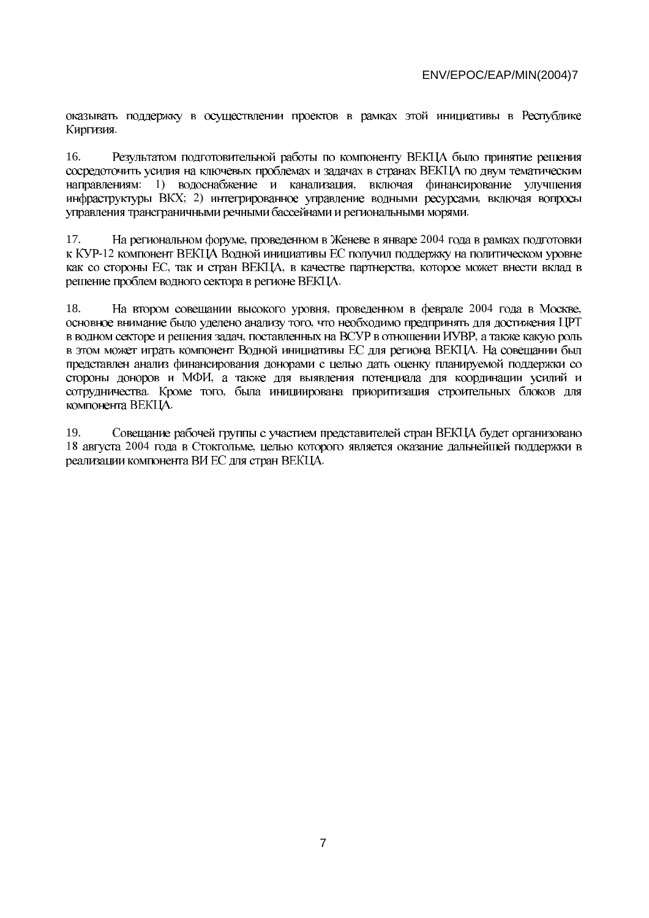оказывать поддержку в осуществлении проектов в рамках этой инициативы в Республике Киргизия.

16. Результатом подготовительной работы по компоненту ВЕКЦА было принятие решения сосредоточить усилия на ключевых проблемах и задачах в странах ВЕКЦА по двум тематическим направлениям: 1) водоснабжение и канализация, включая финансирование улучшения инфраструктуры ВКХ; 2) интегрированное управление водными ресурсами, включая вопросы управления трансграничными речными бассейнами и региональными морями.

17. На региональном форуме, проведенном в Женеве в январе 2004 года в рамках подготовки к КУР-12 компонент ВЕКЦА Водной инициативы ЕС получил поддержку на политическом уровне как со стороны ЕС, так и стран ВЕКЦА, в качестве партнерства, которое может внести вклад в решение проблем водного сектора в регионе ВЕКЦА.

18. На втором совещании высокого уровня, проведенном в феврале 2004 года в Москве, основное внимание было уделено анализу того, что необходимо предпринять для достижения ЦРТ в водном секторе и решения задач, поставленных на ВСУР в отношении ИУВР, а также какую роль в этом может играть компонент Водной инициативы ЕС для региона ВЕКЦА. На совещании был представлен анализ финансирования донорами с целью дать оценку планируемой поддержки со стороны доноров и МФИ, а также для выявления потенциала для координации усилий и сотрудничества. Кроме того, была инициирована приоритизация строительных блоков для компонента ВЕКЦА.

19. Совещание рабочей группы с участием представителей стран ВЕКЦА будет организовано 18 августа 2004 года в Стокгольме, целью которого является оказание дальнейшей поддержки в реализации компонента ВИ ЕС для стран ВЕКЦА.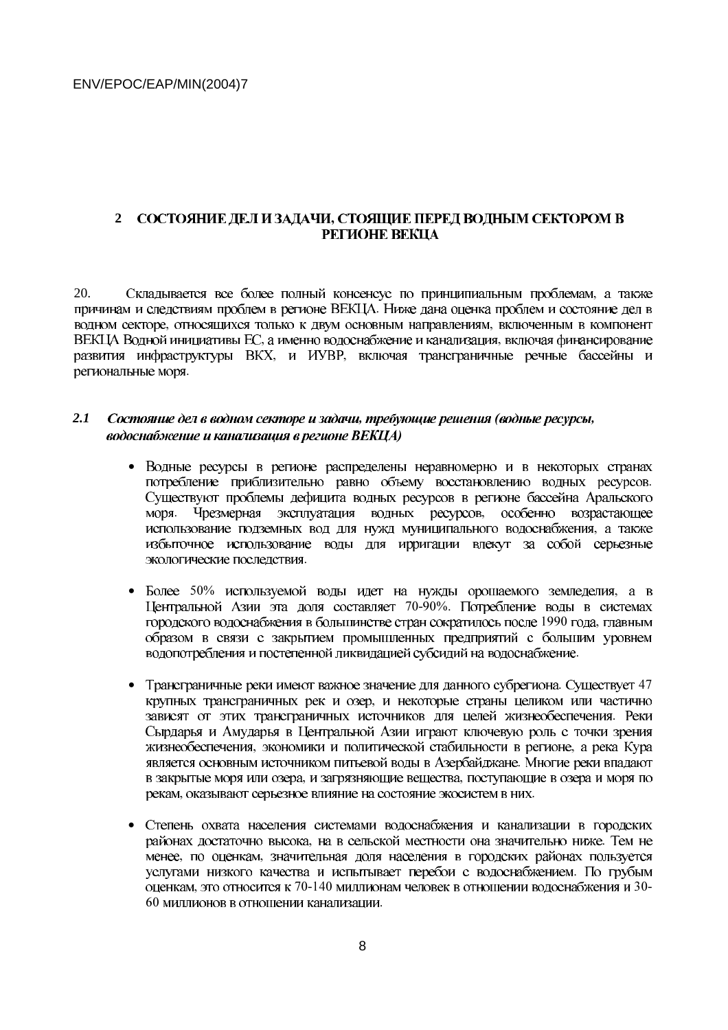## 2 СОСТОЯНИЕ ДЕЛ И ЗАДАЧИ, СТОЯЩИЕ ПЕРЕД ВОДНЫМ СЕКТОРОМ В РЕГИОНЕ ВЕКЦА

20. Складывается все более полный консенсус по принципиальным проблемам, а также причинам и следствиям проблем в регионе ВЕКЦА. Ниже дана оценка проблем и состояние дел в водном секторе, относящихся только к двум основным направлениям, включенным в компонент ВЕКЦА Водной инициативы ЕС, а именно водоснабжение и канализация, включая финансирование развития инфраструктуры ВКХ, и ИУВР, включая трансграничные речные бассейны и региональные моря.

### *2.1 Состояние дел в водном секторе и задачи, требующие решения (водные ресурсы, водоснабжение и канализация в регионе ВЕКЦА)*

- Водные ресурсы в регионе распределены неравномерно и в некоторых странах потребление приблизительно равно объему восстановлению водных ресурсов. Существуют проблемы дефицита водных ресурсов в регионе бассейна Аральского моря. Чрезмерная эксплуатация водных ресурсов, особенно возрастающее использование подземных вод для нужд муниципального водоснабжения, а также избыточное использование воды для ирригации влекут за собой серьезные экологические последствия.

- Более 50% используемой воды идет на нужды орошаемого земледелия, а в Центральной Азии эта доля составляет 70-90%. Потребление воды в системах городского водоснабжения в большинстве стран сократилось после 1990 года, главным образом в связи с закрытием промышленных предприятий с большим уровнем водопотребления и постепенной ликвидацией субсидий на водоснабжение.

- Трансграничные реки имеют важное значение для данного субрегиона. Существует 47 крупных трансграничных рек и озер, и некоторые страны целиком или частично зависят от этих трансграничных источников для целей жизнеобеспечения. Реки Сырдарья и Амударья в Центральной Азии играют ключевую роль с точки зрения жизнеобеспечения, экономики и политической стабильности в регионе, а река Кура является основным источником питьевой воды в Азербайджане. Многие реки впадают в закрытые моря или озера, и загрязняющие вещества, поступающие в озера и моря по рекам, оказывают серьезное влияние на состояние экосистем в них.

- Степень охвата населения системами водоснабжения и канализации в городских районах достаточно высока, на в сельской местности она значительно ниже. Тем не менее, по оценкам, значительная доля населения в городских районах пользуется услугами низкого качества и испытывает перебои с водоснабжением. По грубым оценкам, это относится к 70-140 миллионам человек в отношении водоснабжения и 30-60 миллионов в отношении канализации.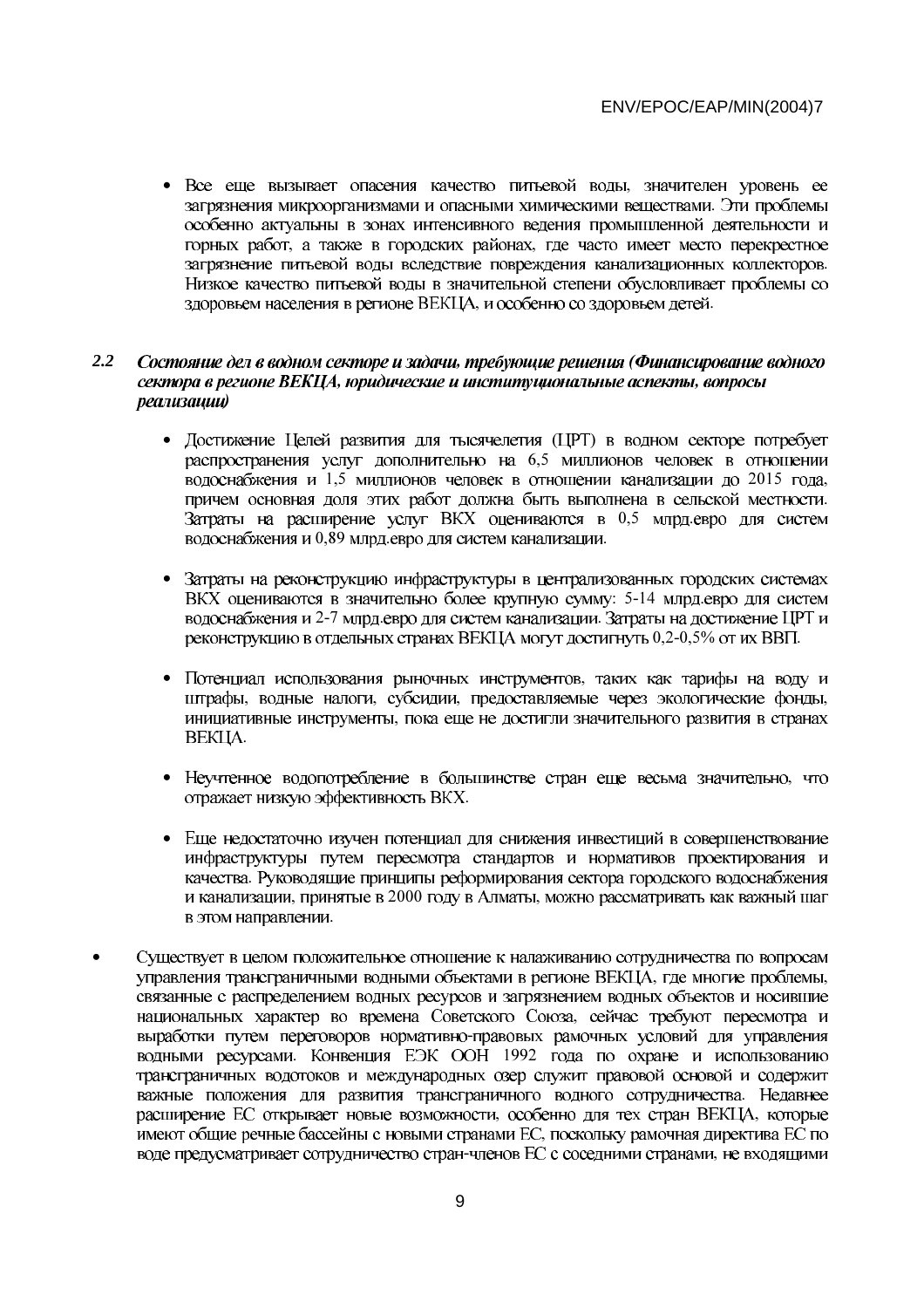- Все еще вызывает опасения качество питьевой воды, значителен уровень ее загрязнения микроорганизмами и опасными химическими веществами. Эти проблемы особенно актуальны в зонах интенсивного ведения промышленной деятельности и горных работ, а также в городских районах, где часто имеет место перекрестное загрязнение питьевой воды вследствие повреждения канализационных коллекторов. Низкое качество питьевой воды в значительной степени обусловливает проблемы со здоровьем населения в регионе ВЕКЦА, и особенно со здоровьем детей.

### 2.2 *Состояние дел в водном секторе и задачи, требующие решения (Финансирование водного сектора в регионе ВЕКЦА, юридические и институциональные аспекты, вопросы реализации)*

- Достижение Целей развития для тысячелетия (ЦРТ) в водном секторе потребует распространения услуг дополнительно на 6,5 миллионов человек в отношении водоснабжения и 1,5 миллионов человек в отношении канализации до 2015 года, причем основная доля этих работ должна быть выполнена в сельской местности. Затраты на расширение услуг ВКХ оцениваются в 0,5 млрд.евро для систем водоснабжения и 0,89 млрд.евро для систем канализации.

- Затраты на реконструкцию инфраструктуры в централизованных городских системах ВКХ оцениваются в значительно более крупную сумму: 5-14 млрд.евро для систем водоснабжения и 2-7 млрд.евро для систем канализации. Затраты на достижение ЦРТ и реконструкцию в отдельных странах ВЕКЦА могут достигнуть 0,2-0,5% от их ВВП.

- Потенциал использования рыночных инструментов, таких как тарифы на воду и штрафы, водные налоги, субсидии, предоставляемые через экологические фонды, инициативные инструменты, пока еще не достигли значительного развития в странах ВЕКЦА.

- Неучтенное водопотребление в большинстве стран еще весьма значительно, что отражает низкую эффективность ВКХ.

- Еще недостаточно изучен потенциал для снижения инвестиций в совершенствование инфраструктуры путем пересмотра стандартов и нормативов проектирования и качества. Руководящие принципы реформирования сектора городского водоснабжения и канализации, принятые в 2000 году в Алматы, можно рассматривать как важный шаг в этом направлении.

- Существует в целом положительное отношение к налаживанию сотрудничества по вопросам управления трансграничными водными объектами в регионе ВЕКЦА, где многие проблемы, связанные с распределением водных ресурсов и загрязнением водных объектов и носившие национальных характер во времена Советского Союза, сейчас требуют пересмотра и выработки путем переговоров нормативно-правовых рамочных условий для управления водными ресурсами. Конвенция ЕЭК ООН 1992 года по охране и использованию трансграничных водотоков и международных озер служит правовой основой и содержит важные положения для развития трансграничного водного сотрудничества. Недавнее расширение ЕС открывает новые возможности, особенно для тех стран ВЕКЦА, которые имеют общие речные бассейны с новыми странами ЕС, поскольку рамочная директива ЕС по воде предусматривает сотрудничество стран-членов ЕС с соседними странами, не входящими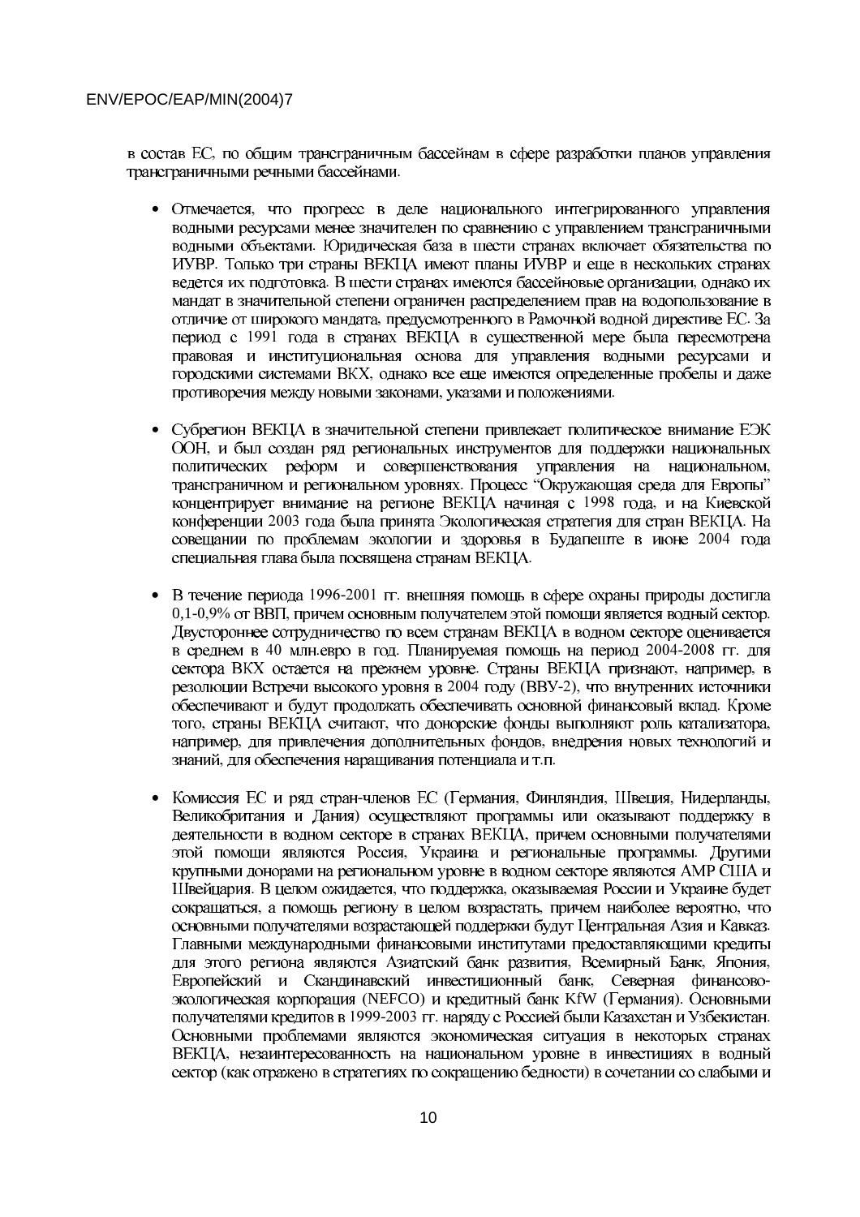в состав ЕС, по общим трансграничным бассейнам в сфере разработки планов управления трансграничными речными бассейнами.

- Отмечается, что прогресс в деле национального интегрированного управления водными ресурсами менее значителен по сравнению с управлением трансграничными водными объектами. Юридическая база в шести странах включает обязательства по ИУВР. Только три страны ВЕКЦА имеют планы ИУВР и еще в нескольких странах ведется их подготовка. В шести странах имеются бассейновые организации, однако их мандат в значительной степени ограничен распределением прав на водопользование в отличие от широкого мандата, предусмотренного в Рамочной водной директиве ЕС. За период с 1991 года в странах ВЕКЦА в существенной мере была пересмотрена правовая и институциональная основа для управления водными ресурсами и городскими системами ВКХ, однако все еще имеются определенные пробелы и даже противоречия между новыми законами, указами и положениями.

- Субрегион ВЕКЦА в значительной степени привлекает политическое внимание ЕЭК ООН, и был создан ряд региональных инструментов для поддержки национальных политических реформ и совершенствования управления на национальном, трансграничном и региональном уровнях. Процесс "Окружающая среда для Европы" концентрирует внимание на регионе ВЕКЦА начиная с 1998 года, и на Киевской конференции 2003 года была принята Экологическая стратегия для стран ВЕКЦА. На совещании по проблемам экологии и здоровья в Будапеште в июне 2004 года специальная глава была посвящена странам ВЕКЦА.

- В течение периода 1996-2001 гг. внешняя помощь в сфере охраны природы достигла 0,1-0,9% от ВВП, причем основным получателем этой помощи является водный сектор. Двустороннее сотрудничество по всем странам ВЕКЦА в водном секторе оценивается в среднем в 40 млн.евро в год. Планируемая помощь на период 2004-2008 гг. для сектора ВКХ остается на прежнем уровне. Страны ВЕКЦА признают, например, в резолюции Встречи высокого уровня в 2004 году (ВВУ-2), что внутренних источники обеспечивают и будут продолжать обеспечивать основной финансовый вклад. Кроме того, страны ВЕКЦА считают, что донорские фонды выполняют роль катализатора, например, для привлечения дополнительных фондов, внедрения новых технологий и знаний, для обеспечения наращивания потенциала и т.п.

- Комиссия ЕС и ряд стран-членов ЕС (Германия, Финляндия, Швеция, Нидерланды, Великобритания и Дания) осуществляют программы или оказывают поддержку в деятельности в водном секторе в странах ВЕКЦА, причем основными получателями этой помощи являются Россия, Украина и региональные программы. Другими крупными донорами на региональном уровне в водном секторе являются АМР США и Швейцария. В целом ожидается, что поддержка, оказываемая России и Украине будет сокращаться, а помощь региону в целом возрастать, причем наиболее вероятно, что основными получателями возрастающей поддержки будут Центральная Азия и Кавказ. Главными международными финансовыми институтами предоставляющими кредиты для этого региона являются Азиатский банк развития, Всемирный Банк, Япония, Европейский и Скандинавский инвестиционный банк, Северная финансово-экологическая корпорация (NEFCO) и кредитный банк KfW (Германия). Основными получателями кредитов в 1999-2003 гг. наряду с Россией были Казахстан и Узбекистан. Основными проблемами являются экономическая ситуация в некоторых странах ВЕКЦА, незаинтересованность на национальном уровне в инвестициях в водный сектор (как отражено в стратегиях по сокращению бедности) в сочетании со слабыми и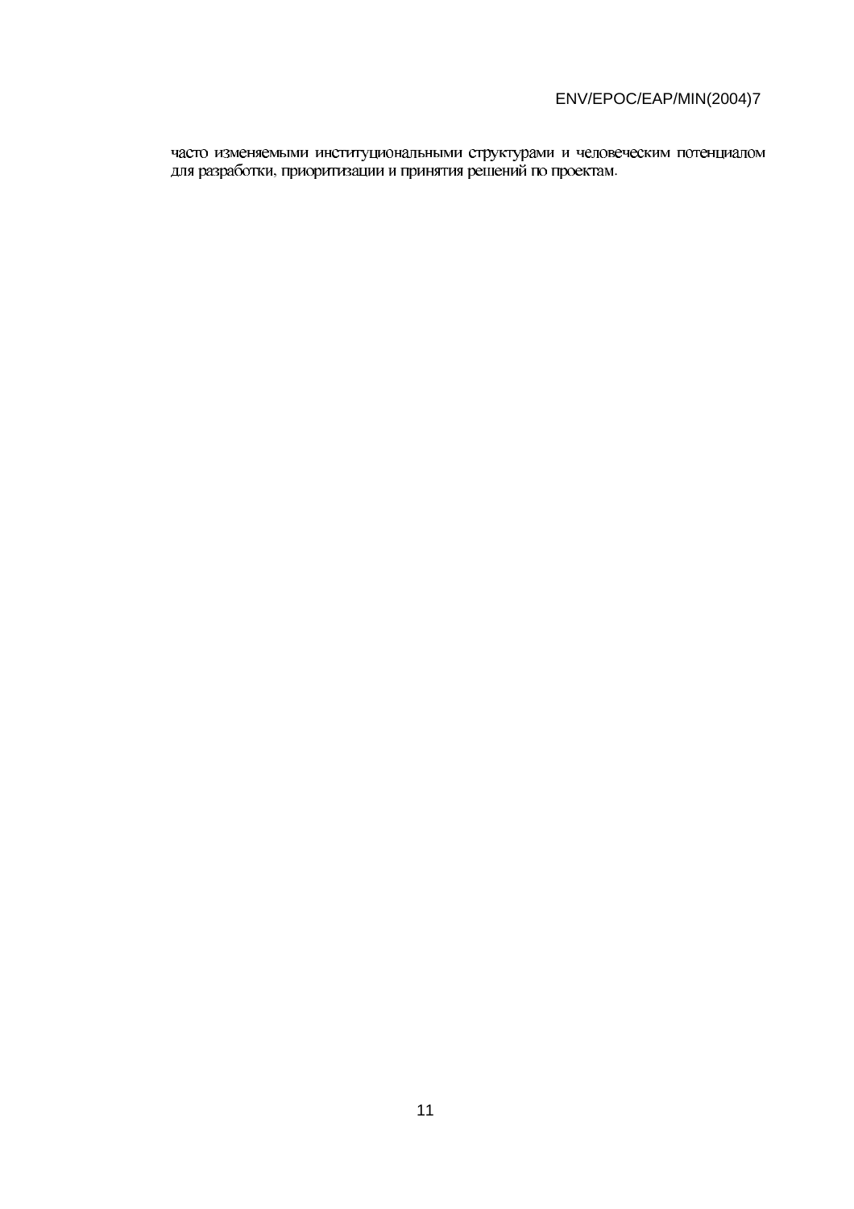часто изменяемыми институциональными структурами и человеческим потенциалом для разработки, приоритизации и принятия решений по проектам.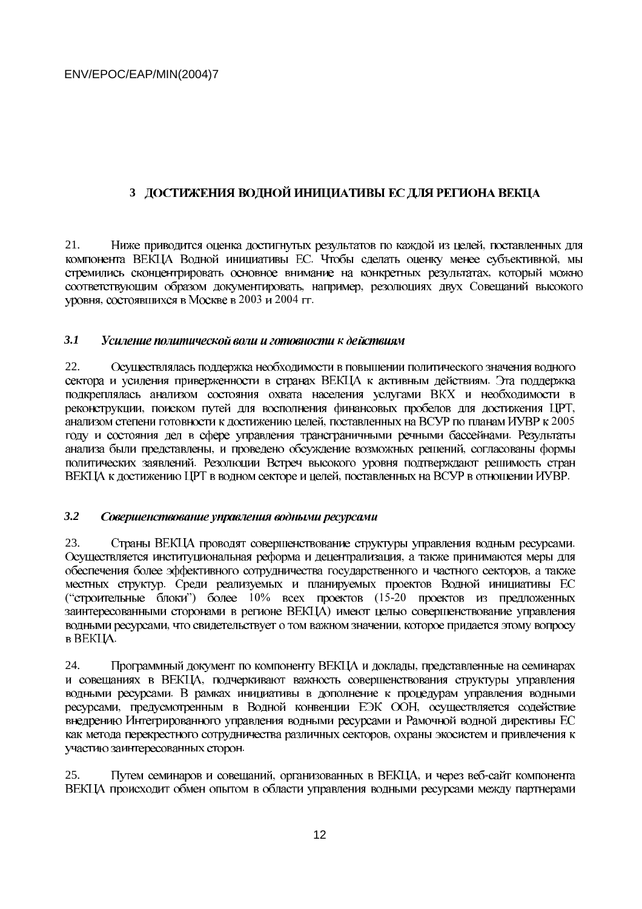## 3 ДОСТИЖЕНИЯ ВОДНОЙ ИНИЦИАТИВЫ ЕС ДЛЯ РЕГИОНА ВЕКЦА

21. Ниже приводится оценка достигнутых результатов по каждой из целей, поставленных для компонента ВЕКЦА Водной инициативы ЕС. Чтобы сделать оценку менее субъективной, мы стремились сконцентрировать основное внимание на конкретных результатах, который можно соответствующим образом документировать, например, резолюциях двух Совещаний высокого уровня, состоявшихся в Москве в 2003 и 2004 гг.

### *3.1 Усиление политической воли и готовности к действиям*

22. Осуществлялась поддержка необходимости в повышении политического значения водного сектора и усиления приверженности в странах ВЕКЦА к активным действиям. Эта поддержка подкреплялась анализом состояния охвата населения услугами ВКХ и необходимости в реконструкции, поиском путей для восполнения финансовых пробелов для достижения ЦРТ, анализом степени готовности к достижению целей, поставленных на ВСУР по планам ИУВР к 2005 году и состояния дел в сфере управления трансграничными речными бассейнами. Результаты анализа были представлены, и проведено обсуждение возможных решений, согласованы формы политических заявлений. Резолюции Встреч высокого уровня подтверждают решимость стран ВЕКЦА к достижению ЦРТ в водном секторе и целей, поставленных на ВСУР в отношении ИУВР.

### *3.2 Совершенствование управления водными ресурсами*

23. Страны ВЕКЦА проводят совершенствование структуры управления водным ресурсами. Осуществляется институциональная реформа и децентрализация, а также принимаются меры для обеспечения более эффективного сотрудничества государственного и частного секторов, а также местных структур. Среди реализуемых и планируемых проектов Водной инициативы ЕС ("строительные блоки") более 10% всех проектов (15-20 проектов из предложенных заинтересованными сторонами в регионе ВЕКЦА) имеют целью совершенствование управления водными ресурсами, что свидетельствует о том важном значении, которое придается этому вопросу в ВЕКЦА.

24. Программный документ по компоненту ВЕКЦА и доклады, представленные на семинарах и совещаниях в ВЕКЦА, подчеркивают важность совершенствования структуры управления водными ресурсами. В рамках инициативы в дополнение к процедурам управления водными ресурсами, предусмотренным в Водной конвенции ЕЭК ООН, осуществляется содействие внедрению Интегрированного управления водными ресурсами и Рамочной водной директивы ЕС как метода перекрестного сотрудничества различных секторов, охраны экосистем и привлечения к участию заинтересованных сторон.

25. Путем семинаров и совещаний, организованных в ВЕКЦА, и через веб-сайт компонента ВЕКЦА происходит обмен опытом в области управления водными ресурсами между партнерами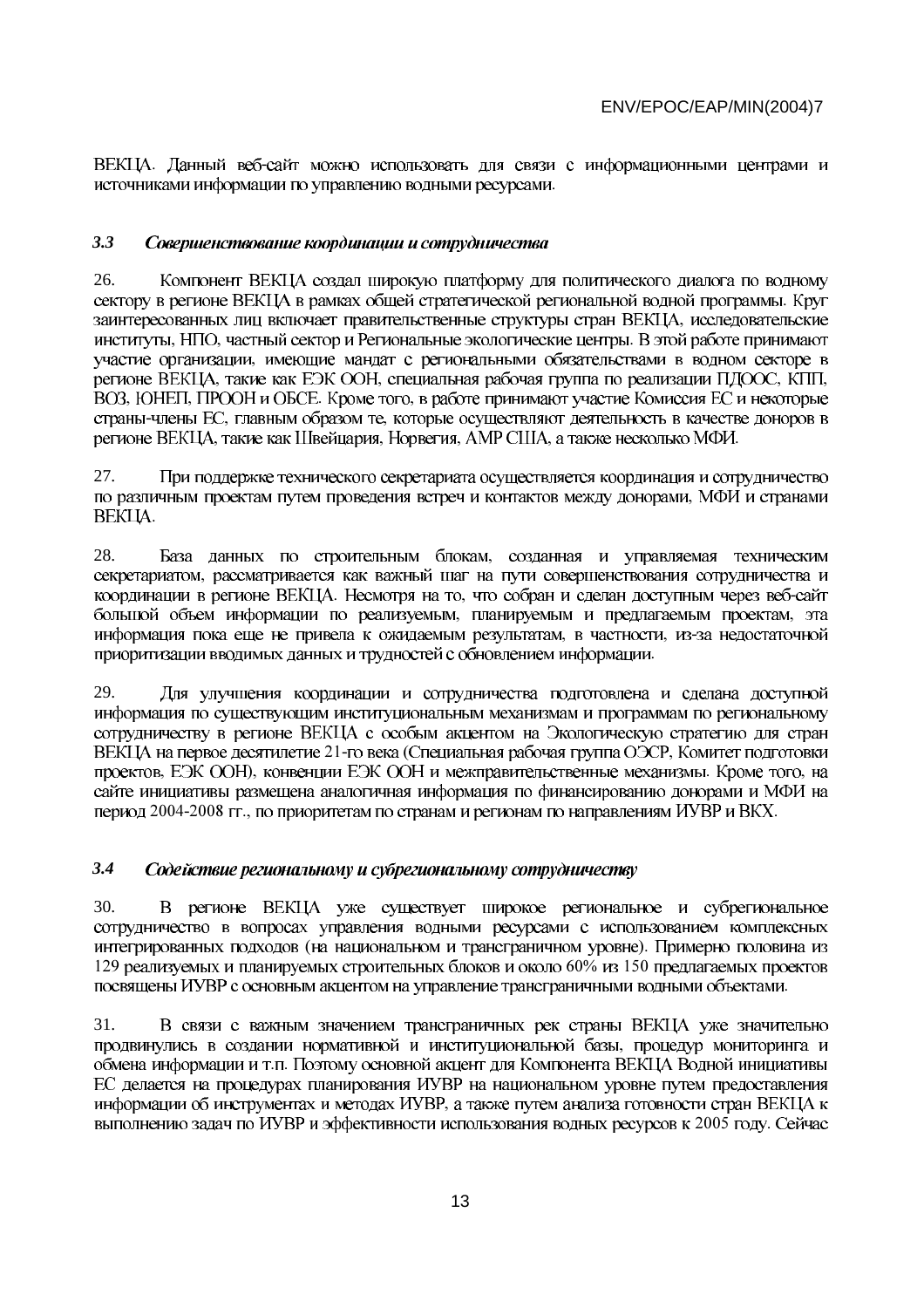ВЕКЦА. Данный веб-сайт можно использовать для связи с информационными центрами и источниками информации по управлению водными ресурсами.

### *3.3 Совершенствование координации и сотрудничества*

26. Компонент ВЕКЦА создал широкую платформу для политического диалога по водному сектору в регионе ВЕКЦА в рамках общей стратегической региональной водной программы. Круг заинтересованных лиц включает правительственные структуры стран ВЕКЦА, исследовательские институты, НПО, частный сектор и Региональные экологические центры. В этой работе принимают участие организации, имеющие мандат с региональными обязательствами в водном секторе в регионе ВЕКЦА, такие как ЕЭК ООН, специальная рабочая группа по реализации ПДООС, КПП, ВОЗ, ЮНЕП, ПРООН и ОБСЕ. Кроме того, в работе принимают участие Комиссия ЕС и некоторые страны-члены ЕС, главным образом те, которые осуществляют деятельность в качестве доноров в регионе ВЕКЦА, такие как Швейцария, Норвегия, АМР США, а также несколько МФИ.

27. При поддержке технического секретариата осуществляется координация и сотрудничество по различным проектам путем проведения встреч и контактов между донорами, МФИ и странами ВЕКЦА.

28. База данных по строительным блокам, созданная и управляемая техническим секретариатом, рассматривается как важный шаг на пути совершенствования сотрудничества и координации в регионе ВЕКЦА. Несмотря на то, что собран и сделан доступным через веб-сайт большой объем информации по реализуемым, планируемым и предлагаемым проектам, эта информация пока еще не привела к ожидаемым результатам, в частности, из-за недостаточной приоритизации вводимых данных и трудностей с обновлением информации.

29. Для улучшения координации и сотрудничества подготовлена и сделана доступной информация по существующим институциональным механизмам и программам по региональному сотрудничеству в регионе ВЕКЦА с особым акцентом на Экологическую стратегию для стран ВЕКЦА на первое десятилетие 21-го века (Специальная рабочая группа ОЭСР, Комитет подготовки проектов, ЕЭК ООН), конвенции ЕЭК ООН и межправительственные механизмы. Кроме того, на сайте инициативы размещена аналогичная информация по финансированию донорами и МФИ на период 2004-2008 гг., по приоритетам по странам и регионам по направлениям ИУВР и ВКХ.

### *3.4 Содействие региональному и субрегиональному сотрудничеству*

30. В регионе ВЕКЦА уже существует широкое региональное и субрегиональное сотрудничество в вопросах управления водными ресурсами с использованием комплексных интегрированных подходов (на национальном и трансграничном уровне). Примерно половина из 129 реализуемых и планируемых строительных блоков и около 60% из 150 предлагаемых проектов посвящены ИУВР с основным акцентом на управление трансграничными водными объектами.

31. В связи с важным значением трансграничных рек страны ВЕКЦА уже значительно продвинулись в создании нормативной и институциональной базы, процедур мониторинга и обмена информации и т.п. Поэтому основной акцент для Компонента ВЕКЦА Водной инициативы ЕС делается на процедурах планирования ИУВР на национальном уровне путем предоставления информации об инструментах и методах ИУВР, а также путем анализа готовности стран ВЕКЦА к выполнению задач по ИУВР и эффективности использования водных ресурсов к 2005 году. Сейчас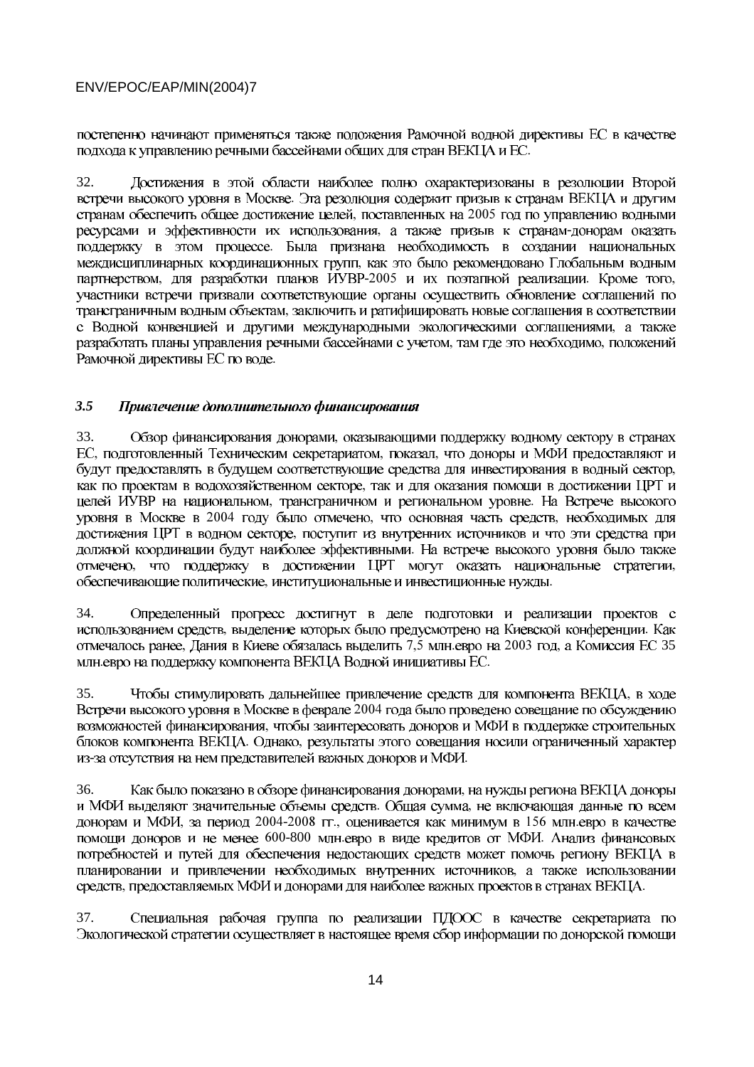постепенно начинают применяться также положения Рамочной водной директивы ЕС в качестве подхода к управлению речными бассейнами общих для стран ВЕКЦА и ЕС.

32. Достижения в этой области наиболее полно охарактеризованы в резолюции Второй встречи высокого уровня в Москве. Эта резолюция содержит призыв к странам ВЕКЦА и другим странам обеспечить общее достижение целей, поставленных на 2005 год по управлению водными ресурсами и эффективности их использования, а также призыв к странам-донорам оказать поддержку в этом процессе. Была признана необходимость в создании национальных междисциплинарных координационных групп, как это было рекомендовано Глобальным водным партнерством, для разработки планов ИУВР-2005 и их поэтапной реализации. Кроме того, участники встречи призвали соответствующие органы осуществить обновление соглашений по трансграничным водным объектам, заключить и ратифицировать новые соглашения в соответствии с Водной конвенцией и другими международными экологическими соглашениями, а также разработать планы управления речными бассейнами с учетом, там где это необходимо, положений Рамочной директивы ЕС по воде.

### *3.5 Привлечение дополнительного финансирования*

33. Обзор финансирования донорами, оказывающими поддержку водному сектору в странах ЕС, подготовленный Техническим секретариатом, показал, что доноры и МФИ предоставляют и будут предоставлять в будущем соответствующие средства для инвестирования в водный сектор, как по проектам в водохозяйственном секторе, так и для оказания помощи в достижении ЦРТ и целей ИУВР на национальном, трансграничном и региональном уровне. На Встрече высокого уровня в Москве в 2004 году было отмечено, что основная часть средств, необходимых для достижения ЦРТ в водном секторе, поступит из внутренних источников и что эти средства при должной координации будут наиболее эффективными. На встрече высокого уровня было также отмечено, что поддержку в достижении ЦРТ могут оказать национальные стратегии, обеспечивающие политические, институциональные и инвестиционные нужды.

34. Определенный прогресс достигнут в деле подготовки и реализации проектов с использованием средств, выделение которых было предусмотрено на Киевской конференции. Как отмечалось ранее, Дания в Киеве обязалась выделить 7,5 млн.евро на 2003 год, а Комиссия ЕС 35 млн.евро на поддержку компонента ВЕКЦА Водной инициативы ЕС.

35. Чтобы стимулировать дальнейшее привлечение средств для компонента ВЕКЦА, в ходе Встречи высокого уровня в Москве в феврале 2004 года было проведено совещание по обсуждению возможностей финансирования, чтобы заинтересовать доноров и МФИ в поддержке строительных блоков компонента ВЕКЦА. Однако, результаты этого совещания носили ограниченный характер из-за отсутствия на нем представителей важных доноров и МФИ.

36. Как было показано в обзоре финансирования донорами, на нужды региона ВЕКЦА доноры и МФИ выделяют значительные объемы средств. Общая сумма, не включающая данные по всем донорам и МФИ, за период 2004-2008 гг., оценивается как минимум в 156 млн.евро в качестве помощи доноров и не менее 600-800 млн.евро в виде кредитов от МФИ. Анализ финансовых потребностей и путей для обеспечения недостающих средств может помочь региону ВЕКЦА в планировании и привлечении необходимых внутренних источников, а также использовании средств, предоставляемых МФИ и донорами для наиболее важных проектов в странах ВЕКЦА.

37. Специальная рабочая группа по реализации ПДООС в качестве секретариата по Экологической стратегии осуществляет в настоящее время сбор информации по донорской помощи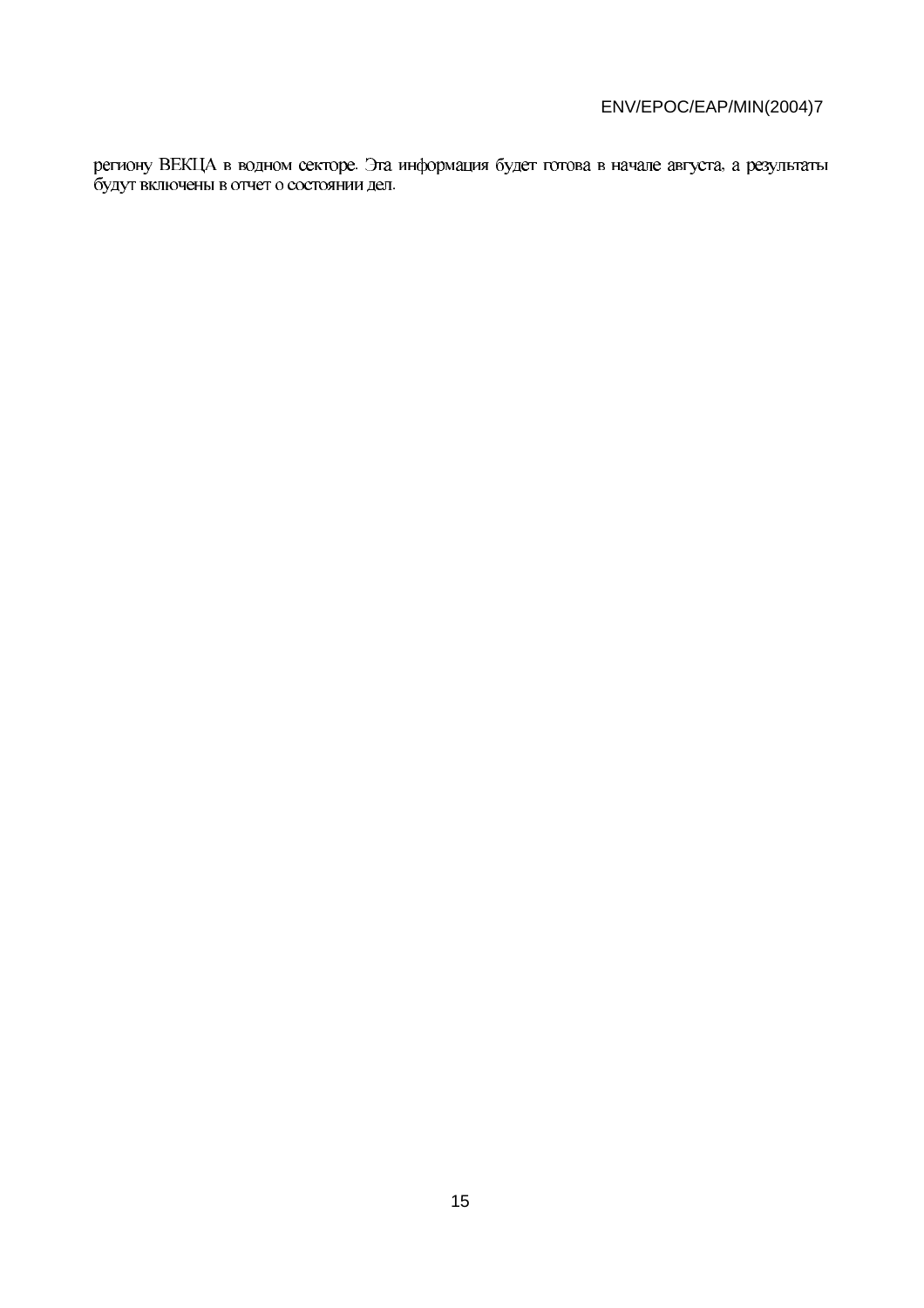региону ВЕКЦА в водном секторе. Эта информация будет готова в начале августа, а результаты будут включены в отчет о состоянии дел.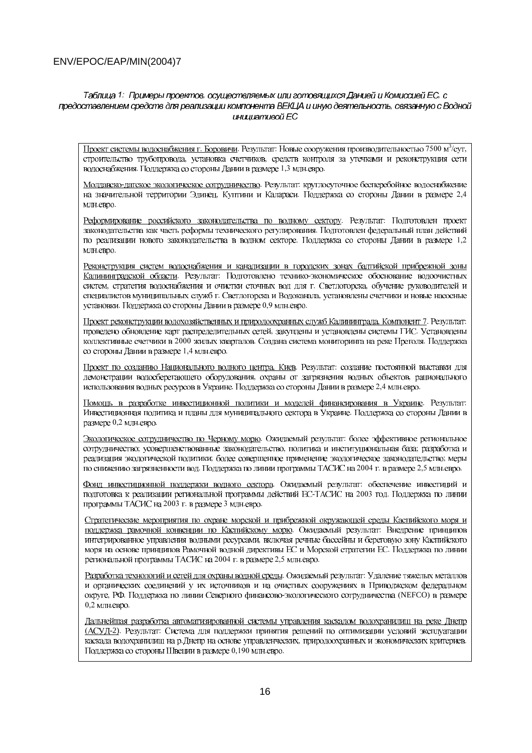*Таблица 1: Примеры проектов, осуществляемых или готовящихся Данией и Комиссией ЕС, с предоставлением средств для реализации компонента ВЕКЦА и иную деятельность, связанную с Водной инициативой ЕС*

Проект системы водоснабжения г. Боровичи. Результат: Новые сооружения производительностью 7500 $м^3$/сут, строительство трубопровода, установка счетчиков, средств контроля за утечками и реконструкция сети водоснабжения. Поддержка со стороны Дании в размере 1,3 млн.евро.

Молдавско-датское экологическое сотрудничество. Результат: круглосуточное бесперебойное водоснабжение на значительной территории Эдинец, Куптини и Калараси. Поддержка со стороны Дании в размере 2,4 млн.евро.

Реформирование российского законодательства по водному сектору. Результат: Подготовлен проект законодательства как часть реформы технического регулирования. Подготовлен федеральный план действий по реализации нового законодательства в водном секторе. Поддержка со стороны Дании в размере 1,2 млн.евро.

Реконструкция систем водоснабжения и канализации в городских зонах балтийской прибрежной зоны Калининградской области. Результат: Подготовлено технико-экономическое обоснование водоочистных систем, стратегия водоснабжения и очистки сточных вод для г. Светлогорска, обучение руководителей и специалистов муниципальных служб г. Светлогорска и Водоканала, установлены счетчики и новые насосные установки. Поддержка со стороны Дании в размере 0,9 млн.евро.

Проект реконструкции водохозяйственных и природоохранных служб Калининграда. Компонент 7. Результат: проведено обновление карт распределительных сетей, закуплены и установлены системы ГИС. Установлены коллективные счетчики в 2000 жилых кварталов. Создана система мониторинга на реке Преголя. Поддержка со стороны Дании в размере 1,4 млн.евро.

Проект по созданию Национального водного центра, Киев. Результат: создание постоянной выставки для демонстрации водосберегающего оборудования, охраны от загрязнения водных объектов, рационального использования водных ресурсов в Украине. Поддержка со стороны Дании в размере 2,4 млн.евро.

Помощь в разработке инвестиционной политики и моделей финансирования в Украине. Результат: Инвестиционная политика и планы для муниципального сектора в Украине. Поддержка со стороны Дании в размере 0,2 млн.евро.

Экологическое сотрудничество по Черному морю. Ожидаемый результат: более эффективное региональное сотрудничество; усовершенствованные законодательство, политика и институциональная база; разработка и реализация экологической политики; более совершенное применение экологическое законодательство; меры по снижению загрязненности вод. Поддержка по линии программы ТАСИС на 2004 г. в размере 2,5 млн.евро.

Фонд инвестиционной поддержки водного сектора. Ожидаемый результат: обеспечение инвестиций и подготовка к реализации региональной программы действий ЕС-ТАСИС на 2003 год. Поддержка по линии программы ТАСИС на 2003 г. в размере 3 млн.евро.

Стратегические мероприятия по охране морской и прибрежной окружающей среды Каспийского моря и поддержка рамочной конвенции по Каспийскому морю. Ожидаемый результат: Внедрение принципов интегрированное управления водными ресурсами, включая речные бассейны и береговую зону Каспийского моря на основе принципов Рамочной водной директивы ЕС и Морской стратегии ЕС. Поддержка по линии региональной программы ТАСИС на 2004 г. в размере 2,5 млн.евро.

Разработка технологий и сетей для охраны водной среды. Ожидаемый результат: Удаление тяжелых металлов и органических соединений у их источников и на очистных сооружениях в Приволжском федеральном округе, РФ. Поддержка по линии Северного финансово-экологического сотрудничества (NEFCO) в размере 0,2 млн.евро.

Дальнейшая разработка автоматизированной системы управления каскадом водохранилищ на реке Днепр (АСУД-2). Результат: Система для поддержки принятия решений по оптимизации условий эксплуатации каскада водохранилищ на р.Днепр на основе управленческих, природоохранных и экономических критериев. Поддержка со стороны Швеции в размере 0,190 млн.евро.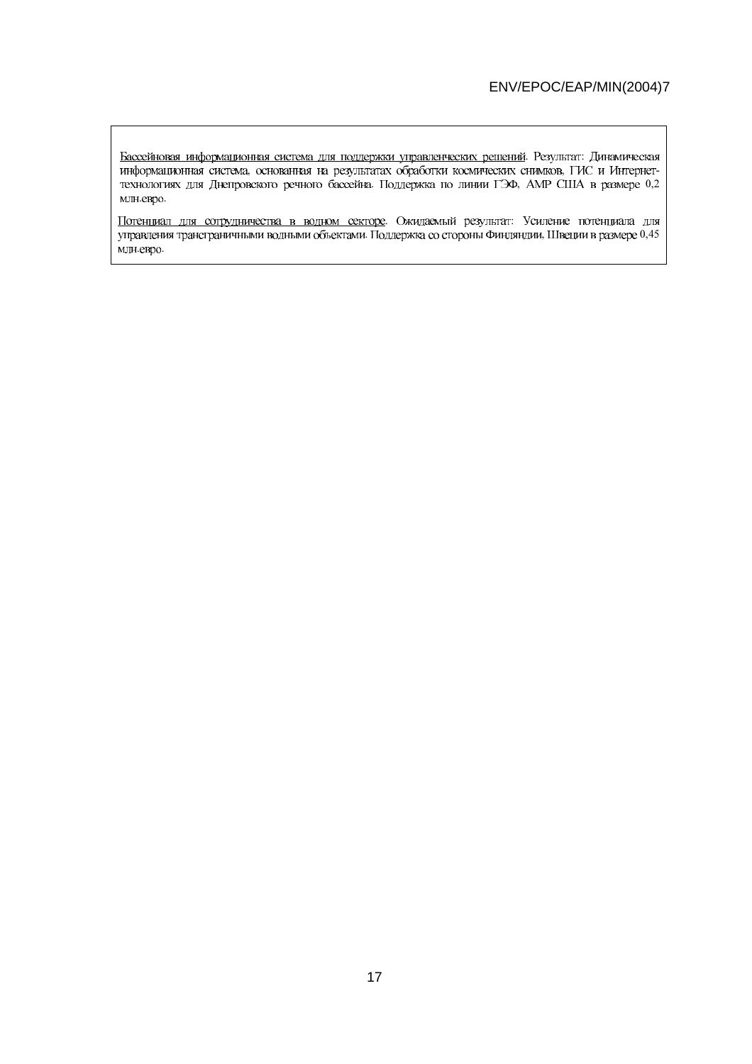Бассейновая информационная система для поддержки управленческих решений. Результат: Динамическая информационная система, основанная на результатах обработки космических снимков, ГИС и Интернет-технологиях для Днепровского речного бассейна. Поддержка по линии ГЭФ, АМР США в размере 0,2 млн.евро.

Потенциал для сотрудничества в водном секторе. Ожидаемый результат: Усиление потенциала для управления трансграничными водными объектами. Поддержка со стороны Финляндии, Швеции в размере 0,45 млн.евро.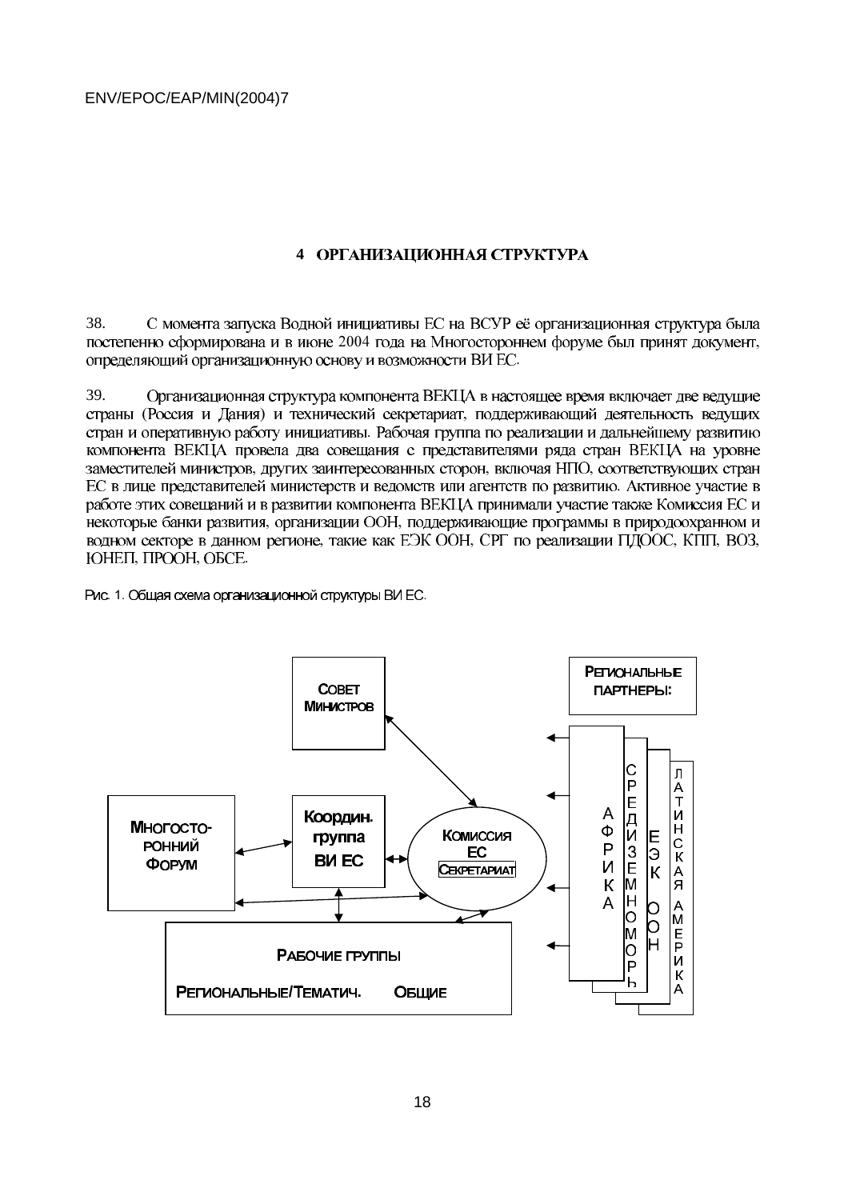## 4 ОРГАНИЗАЦИОННАЯ СТРУКТУРА

38. С момента запуска Водной инициативы ЕС на ВСУР её организационная структура была постепенно сформирована и в июне 2004 года на Многостороннем форуме был принят документ, определяющий организационную основу и возможности ВИ ЕС.

39. Организационная структура компонента ВЕКЦА в настоящее время включает две ведущие страны (Россия и Дания) и технический секретариат, поддерживающий деятельность ведущих стран и оперативную работу инициативы. Рабочая группа по реализации и дальнейшему развитию компонента ВЕКЦА провела два совещания с представителями ряда стран ВЕКЦА на уровне заместителей министров, других заинтересованных сторон, включая НПО, соответствующих стран ЕС в лице представителей министерств и ведомств или агентств по развитию. Активное участие в работе этих совещаний и в развитии компонента ВЕКЦА принимали участие также Комиссия ЕС и некоторые банки развития, организации ООН, поддерживающие программы в природоохранном и водном секторе в данном регионе, такие как ЕЭК ООН, СРГ по реализации ПДООС, КПП, ВОЗ, ЮНЕП, ПРООН, ОБСЕ.

Рис. 1. Общая схема организационной структуры ВИ ЕС.

Совет Министров

Региональные партнеры:

Многосторонний Форум

Координ. группа ВИ ЕС

Комиссия ЕС Секретариат

Африка

Средиземноморье

ЕЭК ООН

Латинская Америка

Рабочие группы

Региональные/Тематич. Общие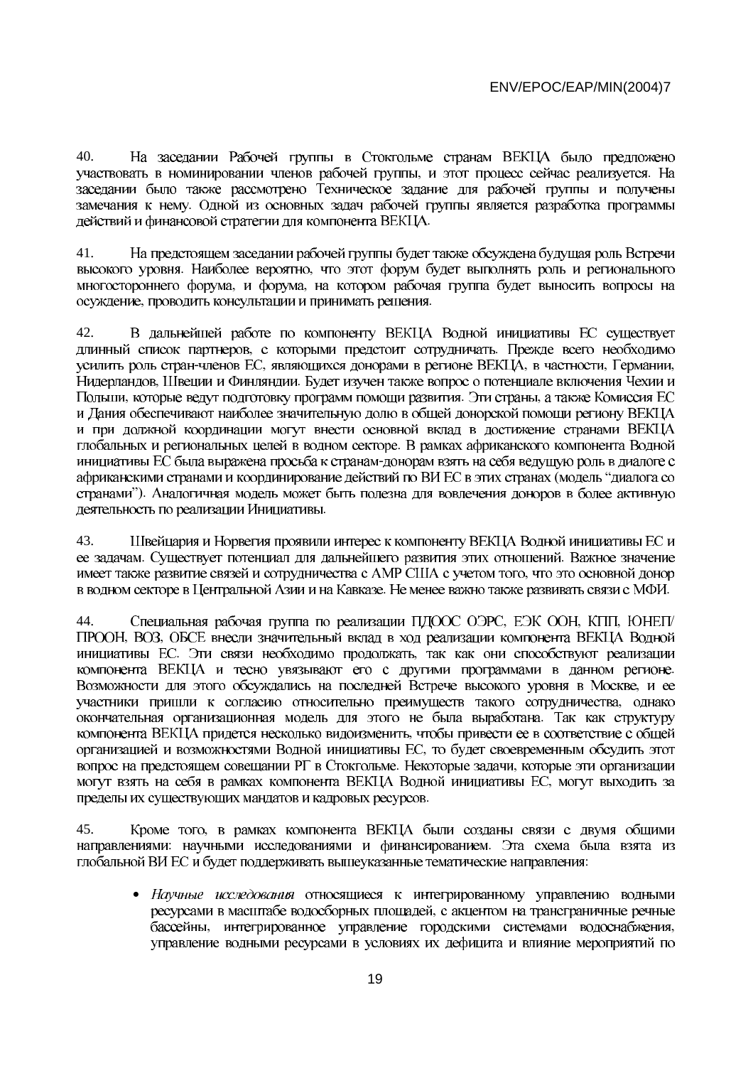40. На заседании Рабочей группы в Стокгольме странам ВЕКЦА было предложено участвовать в номинировании членов рабочей группы, и этот процесс сейчас реализуется. На заседании было также рассмотрено Техническое задание для рабочей группы и получены замечания к нему. Одной из основных задач рабочей группы является разработка программы действий и финансовой стратегии для компонента ВЕКЦА.

41. На предстоящем заседании рабочей группы будет также обсуждена будущая роль Встречи высокого уровня. Наиболее вероятно, что этот форум будет выполнять роль и регионального многостороннего форума, и форума, на котором рабочая группа будет выносить вопросы на осуждение, проводить консультации и принимать решения.

42. В дальнейшей работе по компоненту ВЕКЦА Водной инициативы ЕС существует длинный список партнеров, с которыми предстоит сотрудничать. Прежде всего необходимо усилить роль стран-членов ЕС, являющихся донорами в регионе ВЕКЦА, в частности, Германии, Нидерландов, Швеции и Финляндии. Будет изучен также вопрос о потенциале включения Чехии и Польши, которые ведут подготовку программ помощи развития. Эти страны, а также Комиссия ЕС и Дания обеспечивают наиболее значительную долю в общей донорской помощи региону ВЕКЦА и при должной координации могут внести основной вклад в достижение странами ВЕКЦА глобальных и региональных целей в водном секторе. В рамках африканского компонента Водной инициативы ЕС была выражена просьба к странам-донорам взять на себя ведущую роль в диалоге с африканскими странами и координирование действий по ВИ ЕС в этих странах (модель "диалога со странами"). Аналогичная модель может быть полезна для вовлечения доноров в более активную деятельность по реализации Инициативы.

43. Швейцария и Норвегия проявили интерес к компоненту ВЕКЦА Водной инициативы ЕС и ее задачам. Существует потенциал для дальнейшего развития этих отношений. Важное значение имеет также развитие связей и сотрудничества с АМР США с учетом того, что это основной донор в водном секторе в Центральной Азии и на Кавказе. Не менее важно также развивать связи с МФИ.

44. Специальная рабочая группа по реализации ПДООС ОЭРС, ЕЭК ООН, КПП, ЮНЕП/ПРООН, ВОЗ, ОБСЕ внесли значительный вклад в ход реализации компонента ВЕКЦА Водной инициативы ЕС. Эти связи необходимо продолжать, так как они способствуют реализации компонента ВЕКЦА и тесно увязывают его с другими программами в данном регионе. Возможности для этого обсуждались на последней Встрече высокого уровня в Москве, и ее участники пришли к согласию относительно преимуществ такого сотрудничества, однако окончательная организационная модель для этого не была выработана. Так как структуру компонента ВЕКЦА придется несколько видоизменить, чтобы привести ее в соответствие с общей организацией и возможностями Водной инициативы ЕС, то будет своевременным обсудить этот вопрос на предстоящем совещании РГ в Стокгольме. Некоторые задачи, которые эти организации могут взять на себя в рамках компонента ВЕКЦА Водной инициативы ЕС, могут выходить за пределы их существующих мандатов и кадровых ресурсов.

45. Кроме того, в рамках компонента ВЕКЦА были созданы связи с двумя общими направлениями: научными исследованиями и финансированием. Эта схема была взята из глобальной ВИ ЕС и будет поддерживать вышеуказанные тематические направления:

- *Научные исследования* относящиеся к интегрированному управлению водными ресурсами в масштабе водосборных площадей, с акцентом на трансграничные речные бассейны, интегрированное управление городскими системами водоснабжения, управление водными ресурсами в условиях их дефицита и влияние мероприятий по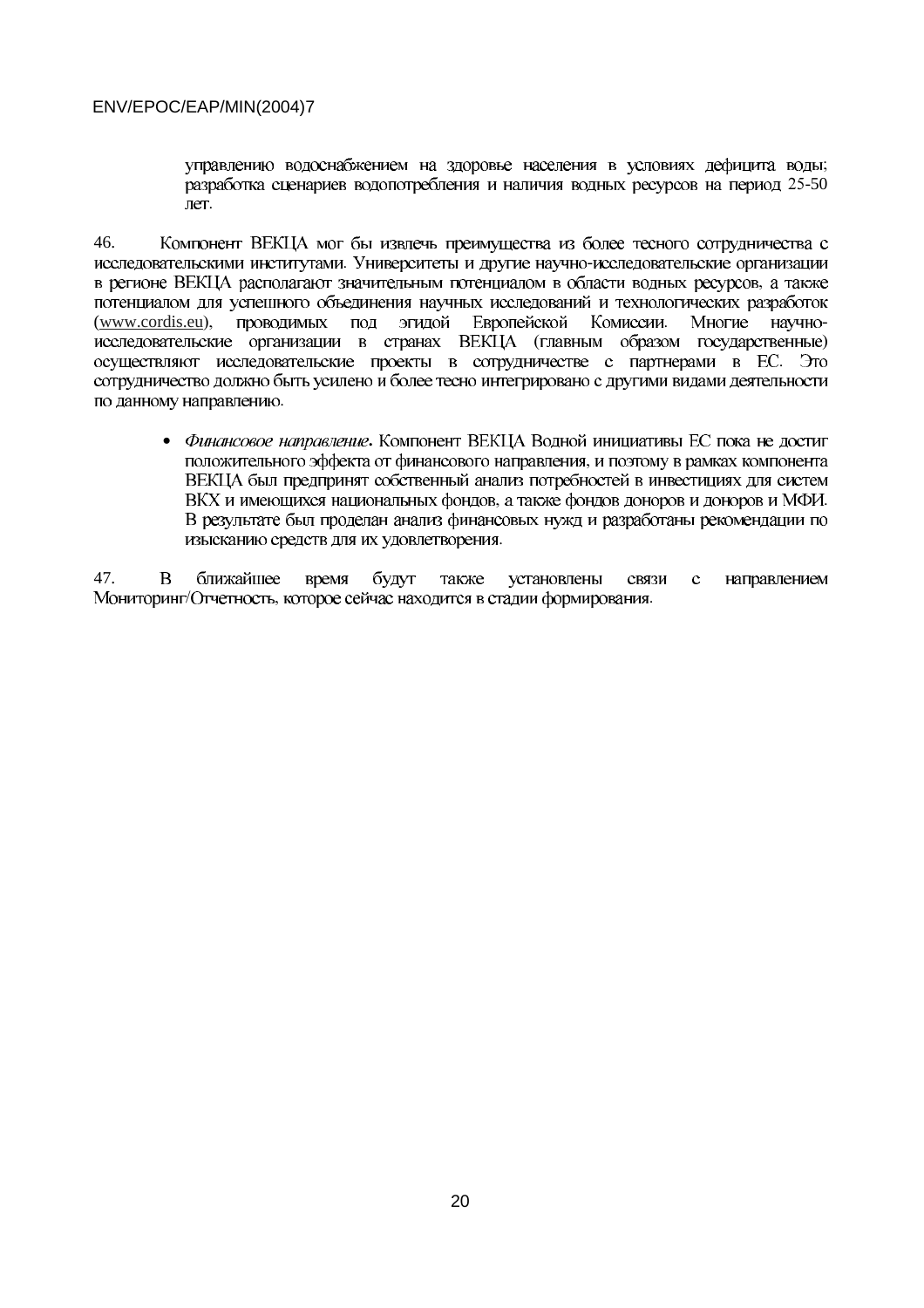управлению водоснабжением на здоровье населения в условиях дефицита воды; разработка сценариев водопотребления и наличия водных ресурсов на период 25-50 лет.

46. Компонент ВЕКЦА мог бы извлечь преимущества из более тесного сотрудничества с исследовательскими институтами. Университеты и другие научно-исследовательские организации в регионе ВЕКЦА располагают значительным потенциалом в области водных ресурсов, а также потенциалом для успешного объединения научных исследований и технологических разработок (www.cordis.eu), проводимых под эгидой Европейской Комиссии. Многие научно-исследовательские организации в странах ВЕКЦА (главным образом государственные) осуществляют исследовательские проекты в сотрудничестве с партнерами в ЕС. Это сотрудничество должно быть усилено и более тесно интегрировано с другими видами деятельности по данному направлению.

- *Финансовое направление*. Компонент ВЕКЦА Водной инициативы ЕС пока не достиг положительного эффекта от финансового направления, и поэтому в рамках компонента ВЕКЦА был предпринят собственный анализ потребностей в инвестициях для систем ВКХ и имеющихся национальных фондов, а также фондов доноров и доноров и МФИ. В результате был проделан анализ финансовых нужд и разработаны рекомендации по изысканию средств для их удовлетворения.

47. В ближайшее время будут также установлены связи с направлением Мониторинг/Отчетность, которое сейчас находится в стадии формирования.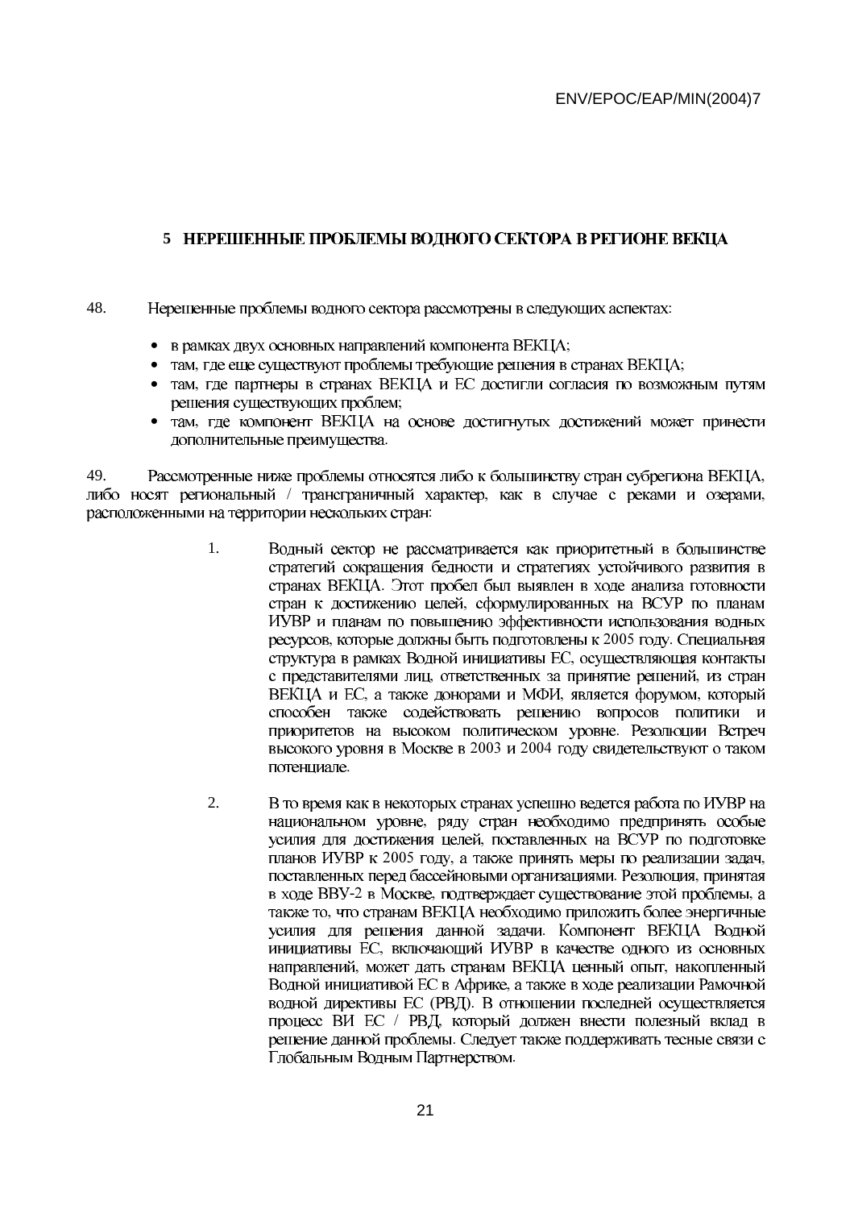## 5 НЕРЕШЕННЫЕ ПРОБЛЕМЫ ВОДНОГО СЕКТОРА В РЕГИОНЕ ВЕКЦА

48. Нерешенные проблемы водного сектора рассмотрены в следующих аспектах:

- в рамках двух основных направлений компонента ВЕКЦА;
- там, где еще существуют проблемы требующие решения в странах ВЕКЦА;
- там, где партнеры в странах ВЕКЦА и ЕС достигли согласия по возможным путям решения существующих проблем;
- там, где компонент ВЕКЦА на основе достигнутых достижений может принести дополнительные преимущества.

49. Рассмотренные ниже проблемы относятся либо к большинству стран субрегиона ВЕКЦА, либо носят региональный / трансграничный характер, как в случае с реками и озерами, расположенными на территории нескольких стран:

1. Водный сектор не рассматривается как приоритетный в большинстве стратегий сокращения бедности и стратегиях устойчивого развития в странах ВЕКЦА. Этот пробел был выявлен в ходе анализа готовности стран к достижению целей, сформулированных на ВСУР по планам ИУВР и планам по повышению эффективности использования водных ресурсов, которые должны быть подготовлены к 2005 году. Специальная структура в рамках Водной инициативы ЕС, осуществляющая контакты с представителями лиц, ответственных за принятие решений, из стран ВЕКЦА и ЕС, а также донорами и МФИ, является форумом, который способен также содействовать решению вопросов политики и приоритетов на высоком политическом уровне. Резолюции Встреч высокого уровня в Москве в 2003 и 2004 году свидетельствуют о таком потенциале.

2. В то время как в некоторых странах успешно ведется работа по ИУВР на национальном уровне, ряду стран необходимо предпринять особые усилия для достижения целей, поставленных на ВСУР по подготовке планов ИУВР к 2005 году, а также принять меры по реализации задач, поставленных перед бассейновыми организациями. Резолюция, принятая в ходе ВВУ-2 в Москве, подтверждает существование этой проблемы, а также то, что странам ВЕКЦА необходимо приложить более энергичные усилия для решения данной задачи. Компонент ВЕКЦА Водной инициативы ЕС, включающий ИУВР в качестве одного из основных направлений, может дать странам ВЕКЦА ценный опыт, накопленный Водной инициативой ЕС в Африке, а также в ходе реализации Рамочной водной директивы ЕС (РВД). В отношении последней осуществляется процесс ВИ ЕС / РВД, который должен внести полезный вклад в решение данной проблемы. Следует также поддерживать тесные связи с Глобальным Водным Партнерством.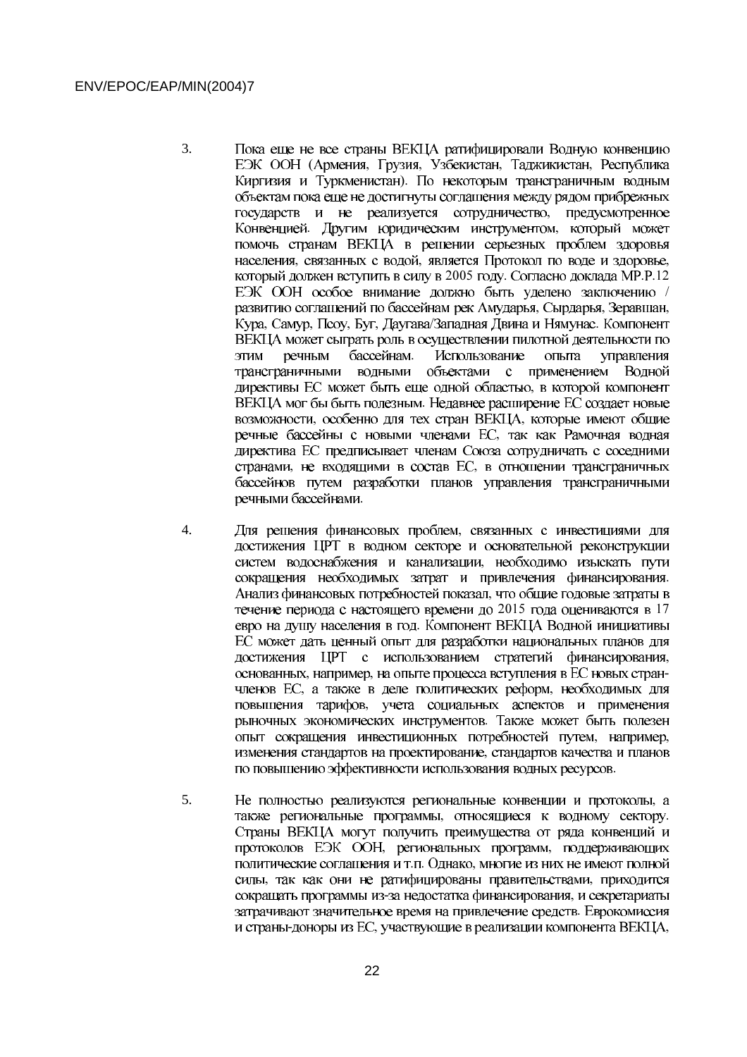3. Пока еще не все страны ВЕКЦА ратифицировали Водную конвенцию ЕЭК ООН (Армения, Грузия, Узбекистан, Таджикистан, Республика Киргизия и Туркменистан). По некоторым трансграничным водным объектам пока еще не достигнуты соглашения между рядом прибрежных государств и не реализуется сотрудничество, предусмотренное Конвенцией. Другим юридическим инструментом, который может помочь странам ВЕКЦА в решении серьезных проблем здоровья населения, связанных с водой, является Протокол по воде и здоровье, который должен вступить в силу в 2005 году. Согласно доклада MP.P.12 ЕЭК ООН особое внимание должно быть уделено заключению / развитию соглашений по бассейнам рек Амударья, Сырдарья, Зеравшан, Кура, Самур, Псоу, Буг, Даугава/Западная Двина и Нямунас. Компонент ВЕКЦА может сыграть роль в осуществлении пилотной деятельности по этим речным бассейнам. Использование опыта управления трансграничными водными объектами с применением Водной директивы ЕС может быть еще одной областью, в которой компонент ВЕКЦА мог бы быть полезным. Недавнее расширение ЕС создает новые возможности, особенно для тех стран ВЕКЦА, которые имеют общие речные бассейны с новыми членами ЕС, так как Рамочная водная директива ЕС предписывает членам Союза сотрудничать с соседними странами, не входящими в состав ЕС, в отношении трансграничных бассейнов путем разработки планов управления трансграничными речными бассейнами.

4. Для решения финансовых проблем, связанных с инвестициями для достижения ЦРТ в водном секторе и основательной реконструкции систем водоснабжения и канализации, необходимо изыскать пути сокращения необходимых затрат и привлечения финансирования. Анализ финансовых потребностей показал, что общие годовые затраты в течение периода с настоящего времени до 2015 года оцениваются в 17 евро на душу населения в год. Компонент ВЕКЦА Водной инициативы ЕС может дать ценный опыт для разработки национальных планов для достижения ЦРТ с использованием стратегий финансирования, основанных, например, на опыте процесса вступления в ЕС новых стран-членов ЕС, а также в деле политических реформ, необходимых для повышения тарифов, учета социальных аспектов и применения рыночных экономических инструментов. Также может быть полезен опыт сокращения инвестиционных потребностей путем, например, изменения стандартов на проектирование, стандартов качества и планов по повышению эффективности использования водных ресурсов.

5. Не полностью реализуются региональные конвенции и протоколы, а также региональные программы, относящиеся к водному сектору. Страны ВЕКЦА могут получить преимущества от ряда конвенций и протоколов ЕЭК ООН, региональных программ, поддерживающих политические соглашения и т.п. Однако, многие из них не имеют полной силы, так как они не ратифицированы правительствами, приходится сокращать программы из-за недостатка финансирования, и секретариаты затрачивают значительное время на привлечение средств. Еврокомиссия и страны-доноры из ЕС, участвующие в реализации компонента ВЕКЦА,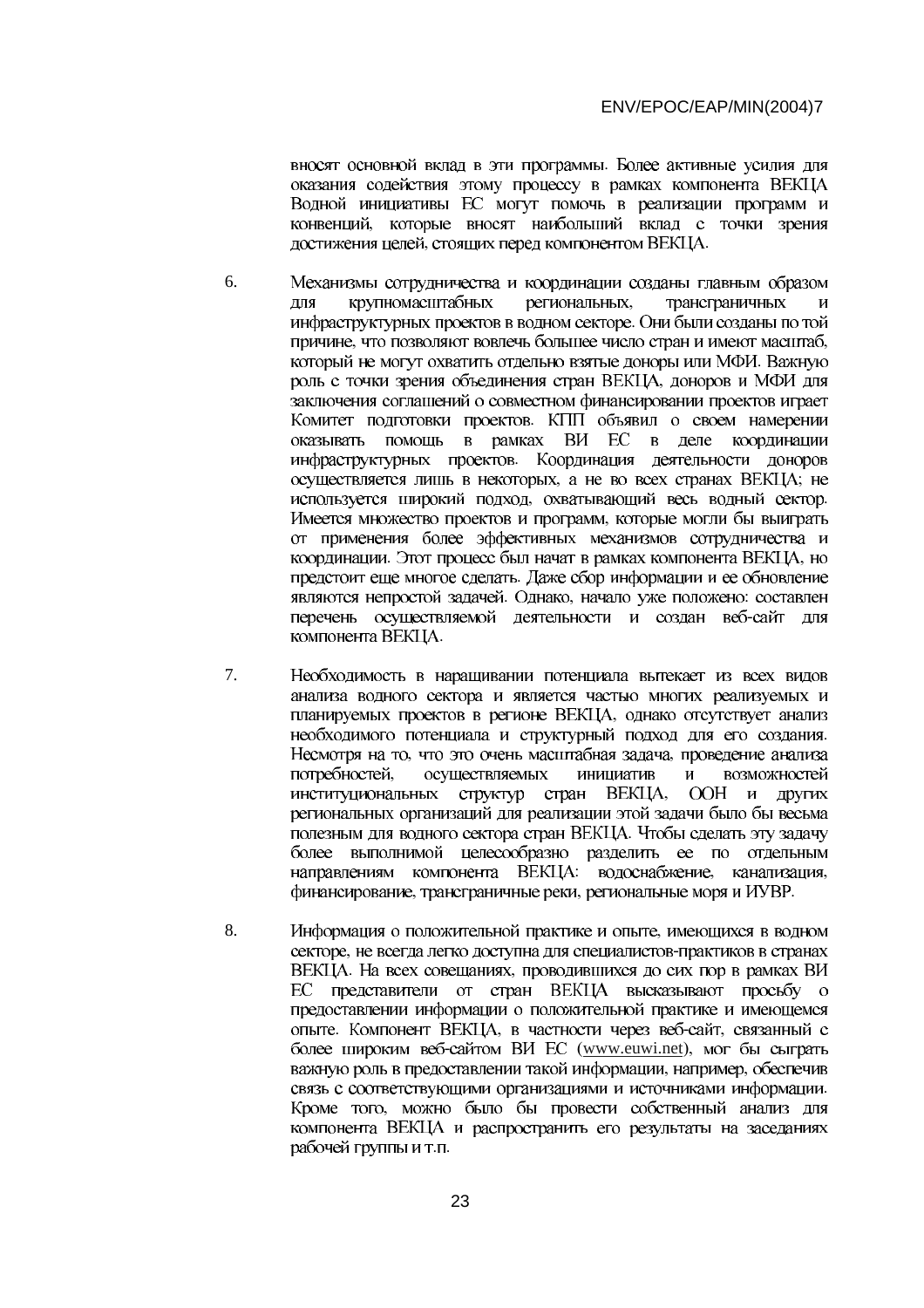вносят основной вклад в эти программы. Более активные усилия для оказания содействия этому процессу в рамках компонента ВЕКЦА Водной инициативы ЕС могут помочь в реализации программ и конвенций, которые вносят наибольший вклад с точки зрения достижения целей, стоящих перед компонентом ВЕКЦА.

6. Механизмы сотрудничества и координации созданы главным образом для крупномасштабных региональных, трансграничных и инфраструктурных проектов в водном секторе. Они были созданы по той причине, что позволяют вовлечь большее число стран и имеют масштаб, который не могут охватить отдельно взятые доноры или МФИ. Важную роль с точки зрения объединения стран ВЕКЦА, доноров и МФИ для заключения соглашений о совместном финансировании проектов играет Комитет подготовки проектов. КПП объявил о своем намерении оказывать помощь в рамках ВИ ЕС в деле координации инфраструктурных проектов. Координация деятельности доноров осуществляется лишь в некоторых, а не во всех странах ВЕКЦА; не используется широкий подход, охватывающий весь водный сектор. Имеется множество проектов и программ, которые могли бы выиграть от применения более эффективных механизмов сотрудничества и координации. Этот процесс был начат в рамках компонента ВЕКЦА, но предстоит еще многое сделать. Даже сбор информации и ее обновление являются непростой задачей. Однако, начало уже положено: составлен перечень осуществляемой деятельности и создан веб-сайт для компонента ВЕКЦА.

7. Необходимость в наращивании потенциала вытекает из всех видов анализа водного сектора и является частью многих реализуемых и планируемых проектов в регионе ВЕКЦА, однако отсутствует анализ необходимого потенциала и структурный подход для его создания. Несмотря на то, что это очень масштабная задача, проведение анализа потребностей, осуществляемых инициатив и возможностей институциональных структур стран ВЕКЦА, ООН и других региональных организаций для реализации этой задачи было бы весьма полезным для водного сектора стран ВЕКЦА. Чтобы сделать эту задачу более выполнимой целесообразно разделить ее по отдельным направлениям компонента ВЕКЦА: водоснабжение, канализация, финансирование, трансграничные реки, региональные моря и ИУВР.

8. Информация о положительной практике и опыте, имеющихся в водном секторе, не всегда легко доступна для специалистов-практиков в странах ВЕКЦА. На всех совещаниях, проводившихся до сих пор в рамках ВИ ЕС представители от стран ВЕКЦА высказывают просьбу о предоставлении информации о положительной практике и имеющемся опыте. Компонент ВЕКЦА, в частности через веб-сайт, связанный с более широким веб-сайтом ВИ ЕС (www.euwi.net), мог бы сыграть важную роль в предоставлении такой информации, например, обеспечив связь с соответствующими организациями и источниками информации. Кроме того, можно было бы провести собственный анализ для компонента ВЕКЦА и распространить его результаты на заседаниях рабочей группы и т.п.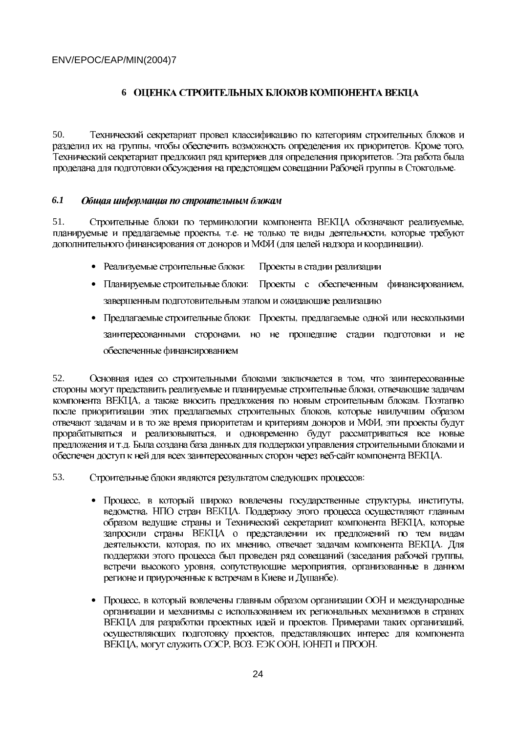## 6 ОЦЕНКА СТРОИТЕЛЬНЫХ БЛОКОВ КОМПОНЕНТА ВЕКЦА

50. Технический секретариат провел классификацию по категориям строительных блоков и разделил их на группы, чтобы обеспечить возможность определения их приоритетов. Кроме того, Технический секретариат предложил ряд критериев для определения приоритетов. Эта работа была проделана для подготовки обсуждения на предстоящем совещании Рабочей группы в Стокгольме.

### 6.1 *Общая информация по строительным блокам*

51. Строительные блоки по терминологии компонента ВЕКЦА обозначают реализуемые, планируемые и предлагаемые проекты, т.е. не только те виды деятельности, которые требуют дополнительного финансирования от доноров и МФИ (для целей надзора и координации).

- Реализуемые строительные блоки: Проекты в стадии реализации
- Планируемые строительные блоки: Проекты с обеспеченным финансированием, завершенным подготовительным этапом и ожидающие реализацию
- Предлагаемые строительные блоки: Проекты, предлагаемые одной или несколькими заинтересованными сторонами, но не прошедшие стадии подготовки и не обеспеченные финансированием

52. Основная идея со строительными блоками заключается в том, что заинтересованные стороны могут представить реализуемые и планируемые строительные блоки, отвечающие задачам компонента ВЕКЦА, а также вносить предложения по новым строительным блокам. Поэтапно после приоритизации этих предлагаемых строительных блоков, которые наилучшим образом отвечают задачам и в то же время приоритетам и критериям доноров и МФИ, эти проекты будут прорабатываться и реализовываться, и одновременно будут рассматриваться все новые предложения и т.д. Была создана база данных для поддержки управления строительными блоками и обеспечен доступ к ней для всех заинтересованных сторон через веб-сайт компонента ВЕКЦА.

53. Строительные блоки являются результатом следующих процессов:

- Процесс, в который широко вовлечены государственные структуры, институты, ведомства, НПО стран ВЕКЦА. Поддержку этого процесса осуществляют главным образом ведущие страны и Технический секретариат компонента ВЕКЦА, которые запросили страны ВЕКЦА о представлении их предложений по тем видам деятельности, которая, по их мнению, отвечает задачам компонента ВЕКЦА. Для поддержки этого процесса был проведен ряд совещаний (заседания рабочей группы, встречи высокого уровня, сопутствующие мероприятия, организованные в данном регионе и приуроченные к встречам в Киеве и Душанбе).

- Процесс, в который вовлечены главным образом организации ООН и международные организации и механизмы с использованием их региональных механизмов в странах ВЕКЦА для разработки проектных идей и проектов. Примерами таких организаций, осуществляющих подготовку проектов, представляющих интерес для компонента ВЕКЦА, могут служить ОЭСР, ВОЗ. ЕЭК ООН, ЮНЕП и ПРООН.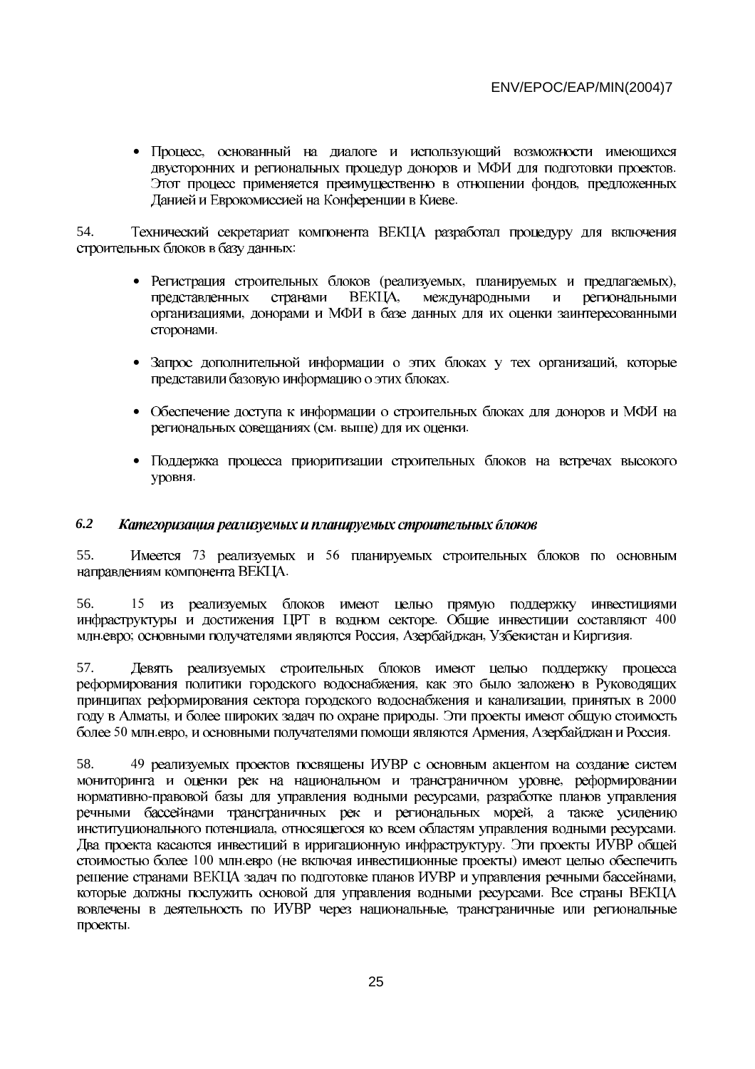- Процесс, основанный на диалоге и использующий возможности имеющихся двусторонних и региональных процедур доноров и МФИ для подготовки проектов. Этот процесс применяется преимущественно в отношении фондов, предложенных Данией и Еврокомиссией на Конференции в Киеве.

54. Технический секретариат компонента ВЕКЦА разработал процедуру для включения строительных блоков в базу данных:

- Регистрация строительных блоков (реализуемых, планируемых и предлагаемых), представленных странами ВЕКЦА, международными и региональными организациями, донорами и МФИ в базе данных для их оценки заинтересованными сторонами.

- Запрос дополнительной информации о этих блоках у тех организаций, которые представили базовую информацию о этих блоках.

- Обеспечение доступа к информации о строительных блоках для доноров и МФИ на региональных совещаниях (см. выше) для их оценки.

- Поддержка процесса приоритизации строительных блоков на встречах высокого уровня.

### *6.2 Категоризация реализуемых и планируемых строительных блоков*

55. Имеется 73 реализуемых и 56 планируемых строительных блоков по основным направлениям компонента ВЕКЦА.

56. 15 из реализуемых блоков имеют целью прямую поддержку инвестициями инфраструктуры и достижения ЦРТ в водном секторе. Общие инвестиции составляют 400 млн.евро; основными получателями являются Россия, Азербайджан, Узбекистан и Киргизия.

57. Девять реализуемых строительных блоков имеют целью поддержку процесса реформирования политики городского водоснабжения, как это было заложено в Руководящих принципах реформирования сектора городского водоснабжения и канализации, принятых в 2000 году в Алматы, и более широких задач по охране природы. Эти проекты имеют общую стоимость более 50 млн.евро, и основными получателями помощи являются Армения, Азербайджан и Россия.

58. 49 реализуемых проектов посвящены ИУВР с основным акцентом на создание систем мониторинга и оценки рек на национальном и трансграничном уровне, реформировании нормативно-правовой базы для управления водными ресурсами, разработке планов управления речными бассейнами трансграничных рек и региональных морей, а также усилению институционального потенциала, относящегося ко всем областям управления водными ресурсами. Два проекта касаются инвестиций в ирригационную инфраструктуру. Эти проекты ИУВР общей стоимостью более 100 млн.евро (не включая инвестиционные проекты) имеют целью обеспечить решение странами ВЕКЦА задач по подготовке планов ИУВР и управления речными бассейнами, которые должны послужить основой для управления водными ресурсами. Все страны ВЕКЦА вовлечены в деятельность по ИУВР через национальные, трансграничные или региональные проекты.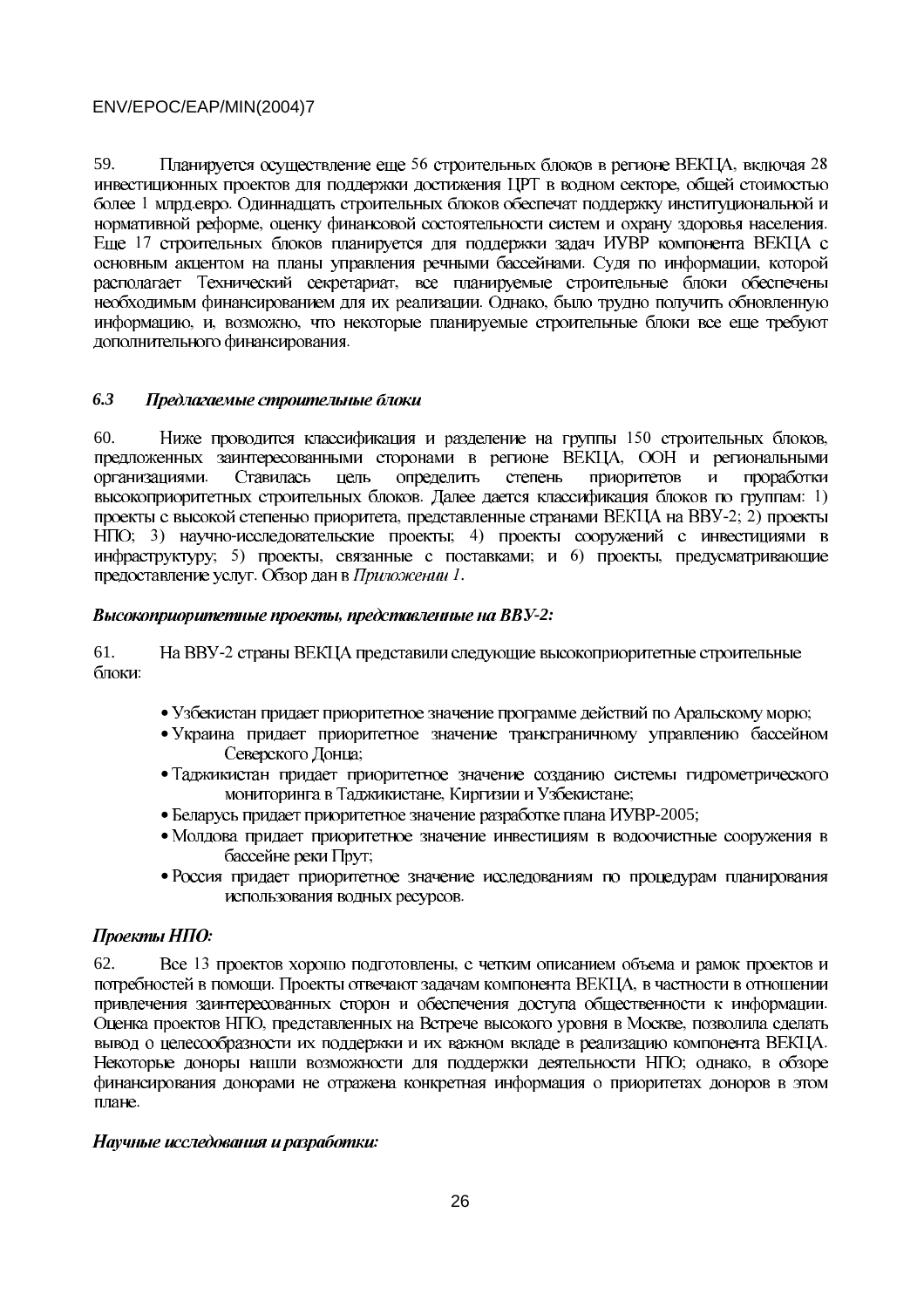59. Планируется осуществление еще 56 строительных блоков в регионе ВЕКЦА, включая 28 инвестиционных проектов для поддержки достижения ЦРТ в водном секторе, общей стоимостью более 1 млрд.евро. Одиннадцать строительных блоков обеспечат поддержку институциональной и нормативной реформе, оценку финансовой состоятельности систем и охрану здоровья населения. Еще 17 строительных блоков планируется для поддержки задач ИУВР компонента ВЕКЦА с основным акцентом на планы управления речными бассейнами. Судя по информации, которой располагает Технический секретариат, все планируемые строительные блоки обеспечены необходимым финансированием для их реализации. Однако, было трудно получить обновленную информацию, и, возможно, что некоторые планируемые строительные блоки все еще требуют дополнительного финансирования.

### *6.3 Предлагаемые строительные блоки*

60. Ниже проводится классификация и разделение на группы 150 строительных блоков, предложенных заинтересованными сторонами в регионе ВЕКЦА, ООН и региональными организациями. Ставилась цель определить степень приоритетов и проработки высокоприоритетных строительных блоков. Далее дается классификация блоков по группам: 1) проекты с высокой степенью приоритета, представленные странами ВЕКЦА на ВВУ-2; 2) проекты НПО; 3) научно-исследовательские проекты; 4) проекты сооружений с инвестициями в инфраструктуру; 5) проекты, связанные с поставками; и 6) проекты, предусматривающие предоставление услуг. Обзор дан в *Приложении 1*.

***Высокоприоритетные проекты, представленные на ВВУ-2:***

61. На ВВУ-2 страны ВЕКЦА представили следующие высокоприоритетные строительные блоки:

- Узбекистан придает приоритетное значение программе действий по Аральскому морю;
- Украина придает приоритетное значение трансграничному управлению бассейном Северского Донца;
- Таджикистан придает приоритетное значение созданию системы гидрометрического мониторинга в Таджикистане, Киргизии и Узбекистане;
- Беларусь придает приоритетное значение разработке плана ИУВР-2005;
- Молдова придает приоритетное значение инвестициям в водоочистные сооружения в бассейне реки Прут;
- Россия придает приоритетное значение исследованиям по процедурам планирования использования водных ресурсов.

***Проекты НПО:***

62. Все 13 проектов хорошо подготовлены, с четким описанием объема и рамок проектов и потребностей в помощи. Проекты отвечают задачам компонента ВЕКЦА, в частности в отношении привлечения заинтересованных сторон и обеспечения доступа общественности к информации. Оценка проектов НПО, представленных на Встрече высокого уровня в Москве, позволила сделать вывод о целесообразности их поддержки и их важном вкладе в реализацию компонента ВЕКЦА. Некоторые доноры нашли возможности для поддержки деятельности НПО; однако, в обзоре финансирования донорами не отражена конкретная информация о приоритетах доноров в этом плане.

***Научные исследования и разработки:***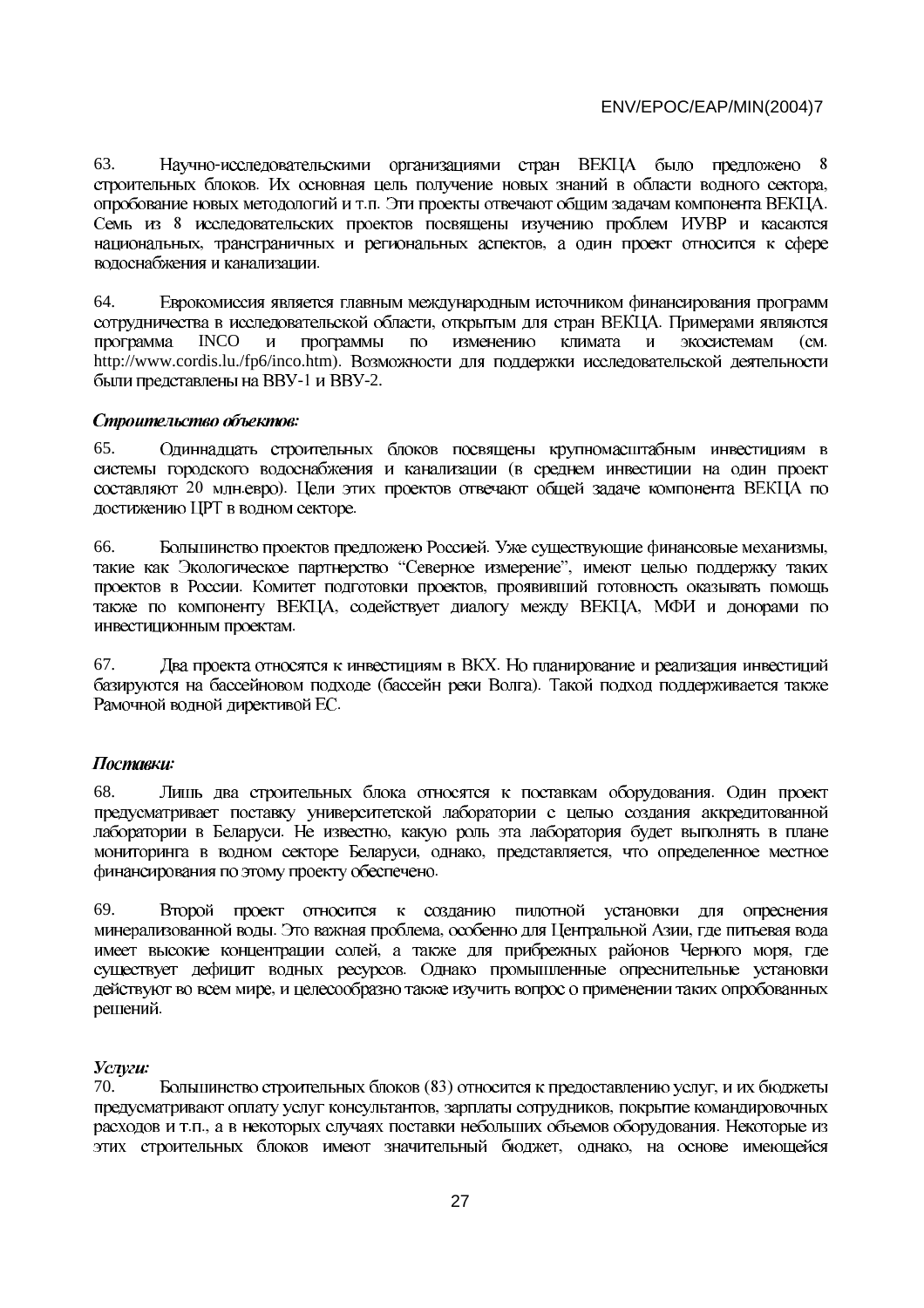63. Научно-исследовательскими организациями стран ВЕКЦА было предложено 8 строительных блоков. Их основная цель получение новых знаний в области водного сектора, опробование новых методологий и т.п. Эти проекты отвечают общим задачам компонента ВЕКЦА. Семь из 8 исследовательских проектов посвящены изучению проблем ИУВР и касаются национальных, трансграничных и региональных аспектов, а один проект относится к сфере водоснабжения и канализации.

64. Еврокомиссия является главным международным источником финансирования программ сотрудничества в исследовательской области, открытым для стран ВЕКЦА. Примерами являются программа INCO и программы по изменению климата и экосистемам (см. http://www.cordis.lu./fp6/inco.htm). Возможности для поддержки исследовательской деятельности были представлены на ВВУ-1 и ВВУ-2.

***Строительство объектов:***

65. Одиннадцать строительных блоков посвящены крупномасштабным инвестициям в системы городского водоснабжения и канализации (в среднем инвестиции на один проект составляют 20 млн.евро). Цели этих проектов отвечают общей задаче компонента ВЕКЦА по достижению ЦРТ в водном секторе.

66. Большинство проектов предложено Россией. Уже существующие финансовые механизмы, такие как Экологическое партнерство "Северное измерение", имеют целью поддержку таких проектов в России. Комитет подготовки проектов, проявивший готовность оказывать помощь также по компоненту ВЕКЦА, содействует диалогу между ВЕКЦА, МФИ и донорами по инвестиционным проектам.

67. Два проекта относятся к инвестициям в ВКХ. Но планирование и реализация инвестиций базируются на бассейновом подходе (бассейн реки Волга). Такой подход поддерживается также Рамочной водной директивой ЕС.

***Поставки:***

68. Лишь два строительных блока относятся к поставкам оборудования. Один проект предусматривает поставку университетской лаборатории с целью создания аккредитованной лаборатории в Беларуси. Не известно, какую роль эта лаборатория будет выполнять в плане мониторинга в водном секторе Беларуси, однако, представляется, что определенное местное финансирования по этому проекту обеспечено.

69. Второй проект относится к созданию пилотной установки для опреснения минерализованной воды. Это важная проблема, особенно для Центральной Азии, где питьевая вода имеет высокие концентрации солей, а также для прибрежных районов Черного моря, где существует дефицит водных ресурсов. Однако промышленные опреснительные установки действуют во всем мире, и целесообразно также изучить вопрос о применении таких опробованных решений.

***Услуги:***

70. Большинство строительных блоков (83) относится к предоставлению услуг, и их бюджеты предусматривают оплату услуг консультантов, зарплаты сотрудников, покрытие командировочных расходов и т.п., а в некоторых случаях поставки небольших объемов оборудования. Некоторые из этих строительных блоков имеют значительный бюджет, однако, на основе имеющейся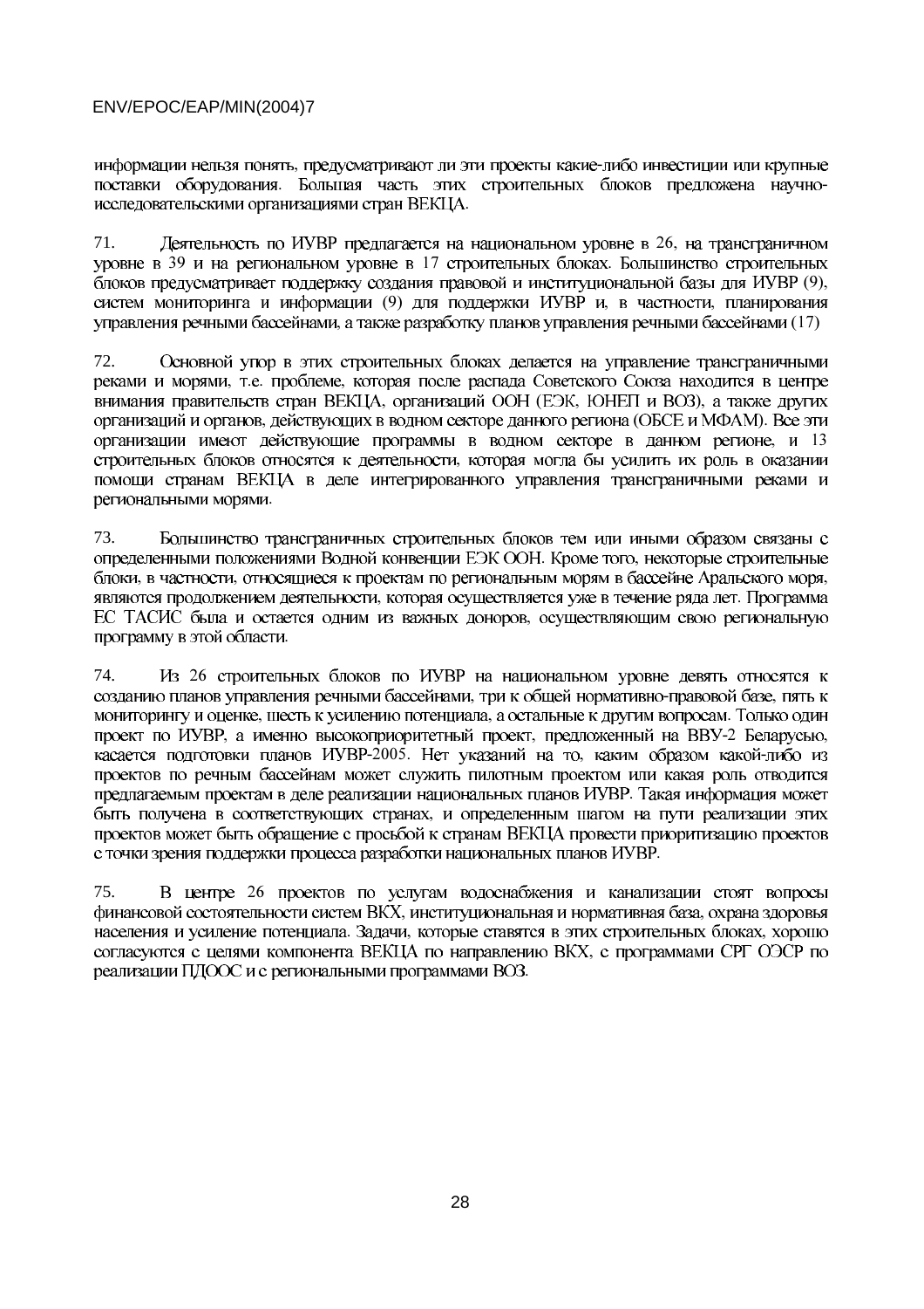информации нельзя понять, предусматривают ли эти проекты какие-либо инвестиции или крупные поставки оборудования. Большая часть этих строительных блоков предложена научно-исследовательскими организациями стран ВЕКЦА.

71. Деятельность по ИУВР предлагается на национальном уровне в 26, на трансграничном уровне в 39 и на региональном уровне в 17 строительных блоках. Большинство строительных блоков предусматривает поддержку создания правовой и институциональной базы для ИУВР (9), систем мониторинга и информации (9) для поддержки ИУВР и, в частности, планирования управления речными бассейнами, а также разработку планов управления речными бассейнами (17)

72. Основной упор в этих строительных блоках делается на управление трансграничными реками и морями, т.е. проблеме, которая после распада Советского Союза находится в центре внимания правительств стран ВЕКЦА, организаций ООН (ЕЭК, ЮНЕП и ВОЗ), а также других организаций и органов, действующих в водном секторе данного региона (ОБСЕ и МФАМ). Все эти организации имеют действующие программы в водном секторе в данном регионе, и 13 строительных блоков относятся к деятельности, которая могла бы усилить их роль в оказании помощи странам ВЕКЦА в деле интегрированного управления трансграничными реками и региональными морями.

73. Большинство трансграничных строительных блоков тем или иными образом связаны с определенными положениями Водной конвенции ЕЭК ООН. Кроме того, некоторые строительные блоки, в частности, относящиеся к проектам по региональным морям в бассейне Аральского моря, являются продолжением деятельности, которая осуществляется уже в течение ряда лет. Программа ЕС ТАСИС была и остается одним из важных доноров, осуществляющим свою региональную программу в этой области.

74. Из 26 строительных блоков по ИУВР на национальном уровне девять относятся к созданию планов управления речными бассейнами, три к общей нормативно-правовой базе, пять к мониторингу и оценке, шесть к усилению потенциала, а остальные к другим вопросам. Только один проект по ИУВР, а именно высокоприоритетный проект, предложенный на ВВУ-2 Беларусью, касается подготовки планов ИУВР-2005. Нет указаний на то, каким образом какой-либо из проектов по речным бассейнам может служить пилотным проектом или какая роль отводится предлагаемым проектам в деле реализации национальных планов ИУВР. Такая информация может быть получена в соответствующих странах, и определенным шагом на пути реализации этих проектов может быть обращение с просьбой к странам ВЕКЦА провести приоритизацию проектов с точки зрения поддержки процесса разработки национальных планов ИУВР.

75. В центре 26 проектов по услугам водоснабжения и канализации стоят вопросы финансовой состоятельности систем ВКХ, институциональная и нормативная база, охрана здоровья населения и усиление потенциала. Задачи, которые ставятся в этих строительных блоках, хорошо согласуются с целями компонента ВЕКЦА по направлению ВКХ, с программами СРГ ОЭСР по реализации ПДООС и с региональными программами ВОЗ.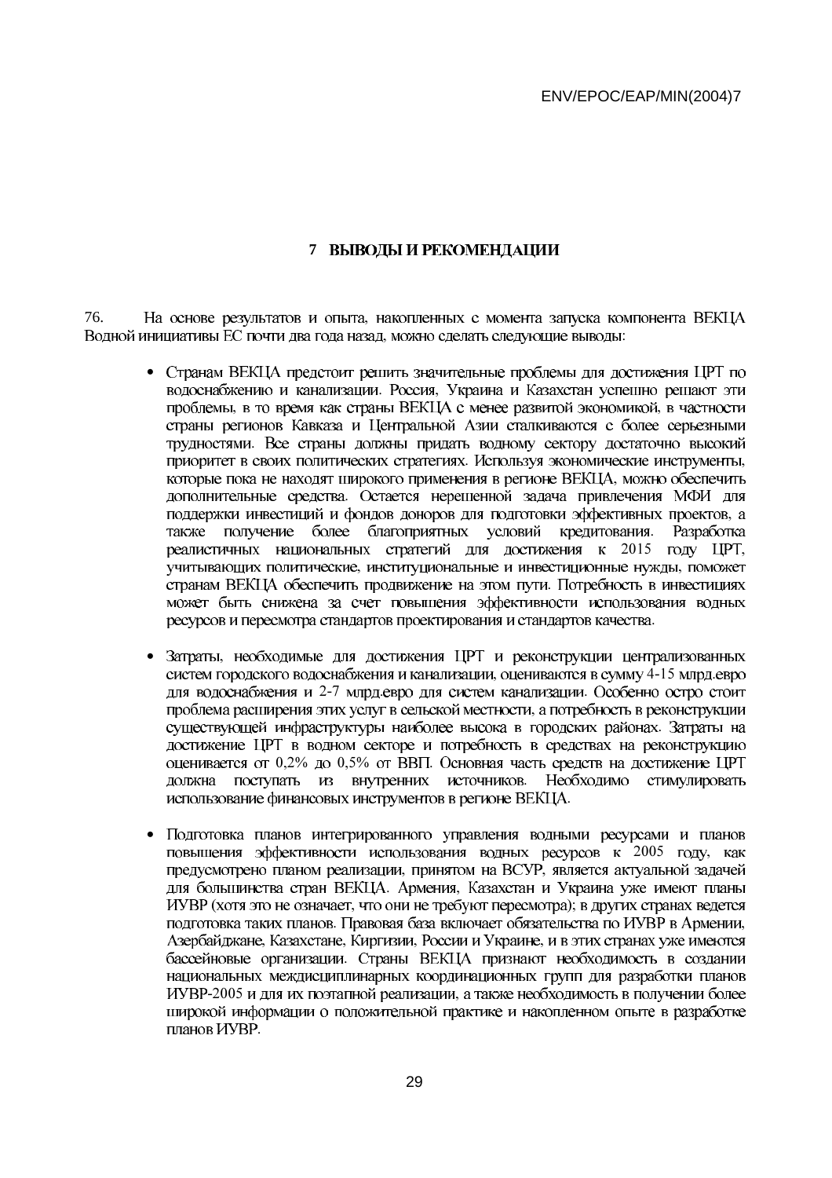# 7 ВЫВОДЫ И РЕКОМЕНДАЦИИ

76. На основе результатов и опыта, накопленных с момента запуска компонента ВЕКЦА Водной инициативы ЕС почти два года назад, можно сделать следующие выводы:

- Странам ВЕКЦА предстоит решить значительные проблемы для достижения ЦРТ по водоснабжению и канализации. Россия, Украина и Казахстан успешно решают эти проблемы, в то время как страны ВЕКЦА с менее развитой экономикой, в частности страны регионов Кавказа и Центральной Азии сталкиваются с более серьезными трудностями. Все страны должны придать водному сектору достаточно высокий приоритет в своих политических стратегиях. Используя экономические инструменты, которые пока не находят широкого применения в регионе ВЕКЦА, можно обеспечить дополнительные средства. Остается нерешенной задача привлечения МФИ для поддержки инвестиций и фондов доноров для подготовки эффективных проектов, а также получение более благоприятных условий кредитования. Разработка реалистичных национальных стратегий для достижения к 2015 году ЦРТ, учитывающих политические, институциональные и инвестиционные нужды, поможет странам ВЕКЦА обеспечить продвижение на этом пути. Потребность в инвестициях может быть снижена за счет повышения эффективности использования водных ресурсов и пересмотра стандартов проектирования и стандартов качества.

- Затраты, необходимые для достижения ЦРТ и реконструкции централизованных систем городского водоснабжения и канализации, оцениваются в сумму 4-15 млрд.евро для водоснабжения и 2-7 млрд.евро для систем канализации. Особенно остро стоит проблема расширения этих услуг в сельской местности, а потребность в реконструкции существующей инфраструктуры наиболее высока в городских районах. Затраты на достижение ЦРТ в водном секторе и потребность в средствах на реконструкцию оценивается от 0,2% до 0,5% от ВВП. Основная часть средств на достижение ЦРТ должна поступать из внутренних источников. Необходимо стимулировать использование финансовых инструментов в регионе ВЕКЦА.

- Подготовка планов интегрированного управления водными ресурсами и планов повышения эффективности использования водных ресурсов к 2005 году, как предусмотрено планом реализации, принятом на ВСУР, является актуальной задачей для большинства стран ВЕКЦА. Армения, Казахстан и Украина уже имеют планы ИУВР (хотя это не означает, что они не требуют пересмотра); в других странах ведется подготовка таких планов. Правовая база включает обязательства по ИУВР в Армении, Азербайджане, Казахстане, Киргизии, России и Украине, и в этих странах уже имеются бассейновые организации. Страны ВЕКЦА признают необходимость в создании национальных междисциплинарных координационных групп для разработки планов ИУВР-2005 и для их поэтапной реализации, а также необходимость в получении более широкой информации о положительной практике и накопленном опыте в разработке планов ИУВР.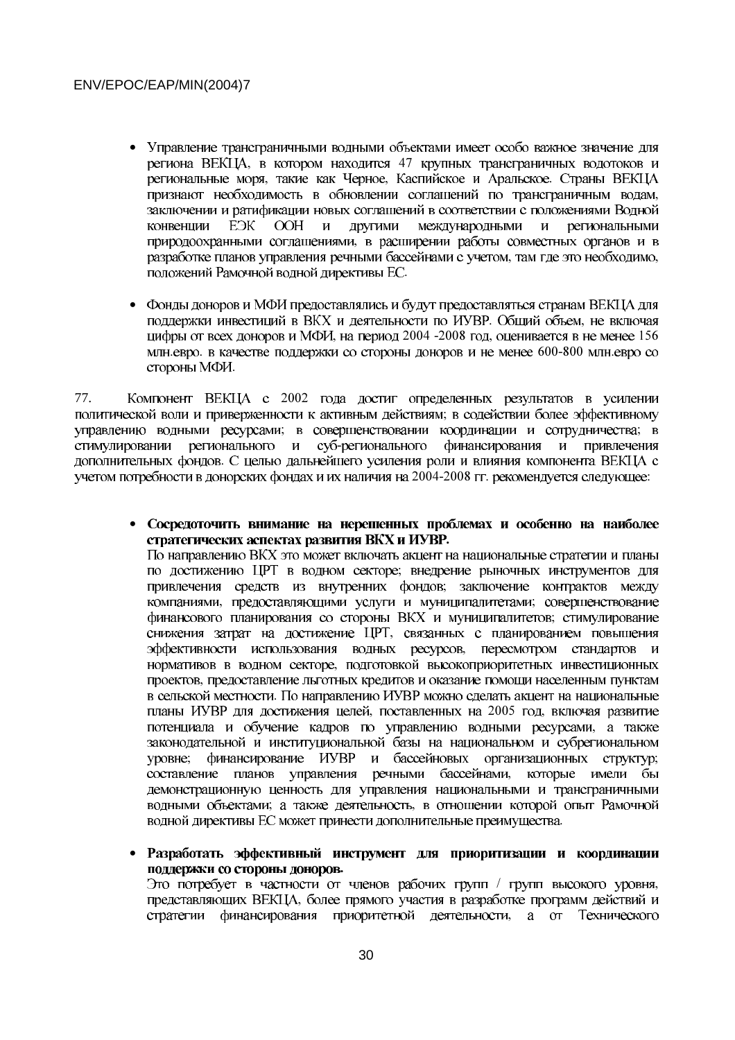- Управление трансграничными водными объектами имеет особо важное значение для региона ВЕКЦА, в котором находится 47 крупных трансграничных водотоков и региональные моря, такие как Черное, Каспийское и Аральское. Страны ВЕКЦА признают необходимость в обновлении соглашений по трансграничным водам, заключении и ратификации новых соглашений в соответствии с положениями Водной конвенции ЕЭК ООН и другими международными и региональными природоохранными соглашениями, в расширении работы совместных органов и в разработке планов управления речными бассейнами с учетом, там где это необходимо, положений Рамочной водной директивы ЕС.

- Фонды доноров и МФИ предоставлялись и будут предоставляться странам ВЕКЦА для поддержки инвестиций в ВКХ и деятельности по ИУВР. Общий объем, не включая цифры от всех доноров и МФИ, на период 2004 -2008 год, оценивается в не менее 156 млн.евро. в качестве поддержки со стороны доноров и не менее 600-800 млн.евро со стороны МФИ.

77. Компонент ВЕКЦА с 2002 года достиг определенных результатов в усилении политической воли и приверженности к активным действиям; в содействии более эффективному управлению водными ресурсами; в совершенствовании координации и сотрудничества; в стимулировании регионального и суб-регионального финансирования и привлечения дополнительных фондов. С целью дальнейшего усиления роли и влияния компонента ВЕКЦА с учетом потребности в донорских фондах и их наличия на 2004-2008 гг. рекомендуется следующее:

- **Сосредоточить внимание на нерешенных проблемах и особенно на наиболее стратегических аспектах развития ВКХ и ИУВР.**
  По направлению ВКХ это может включать акцент на национальные стратегии и планы по достижению ЦРТ в водном секторе; внедрение рыночных инструментов для привлечения средств из внутренних фондов; заключение контрактов между компаниями, предоставляющими услуги и муниципалитетами; совершенствование финансового планирования со стороны ВКХ и муниципалитетов; стимулирование снижения затрат на достижение ЦРТ, связанных с планированием повышения эффективности использования водных ресурсов, пересмотром стандартов и нормативов в водном секторе, подготовкой высокоприоритетных инвестиционных проектов, предоставление льготных кредитов и оказание помощи населенным пунктам в сельской местности. По направлению ИУВР можно сделать акцент на национальные планы ИУВР для достижения целей, поставленных на 2005 год, включая развитие потенциала и обучение кадров по управлению водными ресурсами, а также законодательной и институциональной базы на национальном и субрегиональном уровне; финансирование ИУВР и бассейновых организационных структур; составление планов управления речными бассейнами, которые имели бы демонстрационную ценность для управления национальными и трансграничными водными объектами; а также деятельность, в отношении которой опыт Рамочной водной директивы ЕС может принести дополнительные преимущества.

- **Разработать эффективный инструмент для приоритизации и координации поддержки со стороны доноров.**
  Это потребует в частности от членов рабочих групп / групп высокого уровня, представляющих ВЕКЦА, более прямого участия в разработке программ действий и стратегии финансирования приоритетной деятельности, а от Технического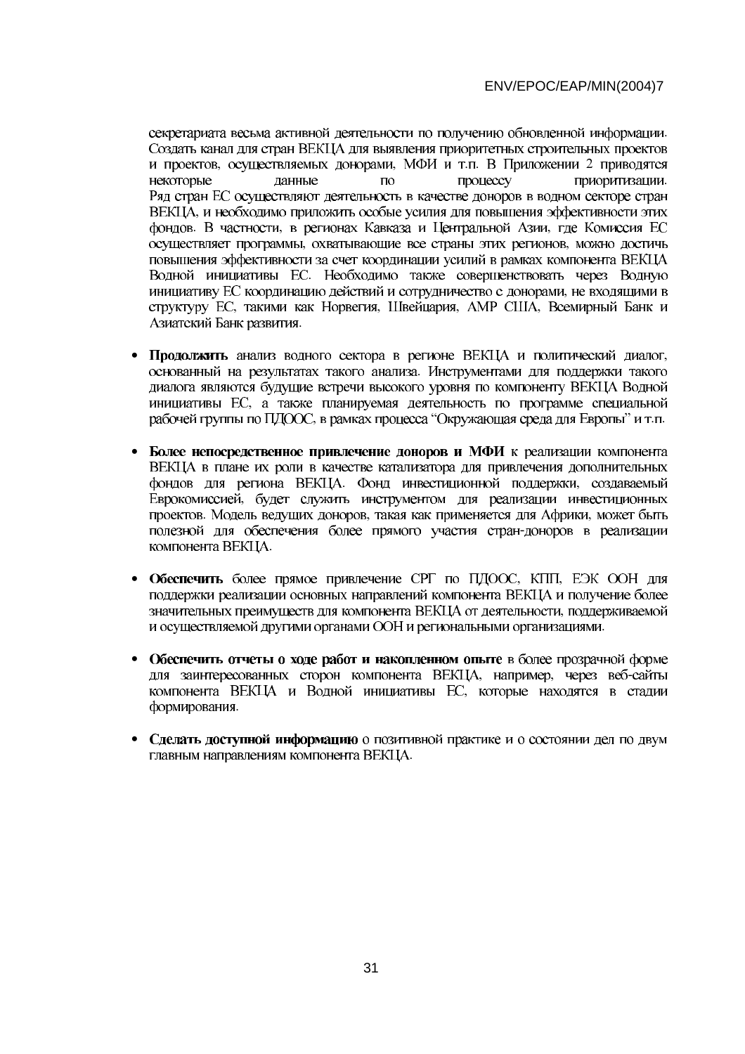секретариата весьма активной деятельности по получению обновленной информации. Создать канал для стран ВЕКЦА для выявления приоритетных строительных проектов и проектов, осуществляемых донорами, МФИ и т.п. В Приложении 2 приводятся некоторые данные по процессу приоритизации.
Ряд стран ЕС осуществляют деятельность в качестве доноров в водном секторе стран ВЕКЦА, и необходимо приложить особые усилия для повышения эффективности этих фондов. В частности, в регионах Кавказа и Центральной Азии, где Комиссия ЕС осуществляет программы, охватывающие все страны этих регионов, можно достичь повышения эффективности за счет координации усилий в рамках компонента ВЕКЦА Водной инициативы ЕС. Необходимо также совершенствовать через Водную инициативу ЕС координацию действий и сотрудничество с донорами, не входящими в структуру ЕС, такими как Норвегия, Швейцария, АМР США, Всемирный Банк и Азиатский Банк развития.

- **Продолжить** анализ водного сектора в регионе ВЕКЦА и политический диалог, основанный на результатах такого анализа. Инструментами для поддержки такого диалога являются будущие встречи высокого уровня по компоненту ВЕКЦА Водной инициативы ЕС, а также планируемая деятельность по программе специальной рабочей группы по ПДООС, в рамках процесса "Окружающая среда для Европы" и т.п.

- **Более непосредственное привлечение доноров и МФИ** к реализации компонента ВЕКЦА в плане их роли в качестве катализатора для привлечения дополнительных фондов для региона ВЕКЦА. Фонд инвестиционной поддержки, создаваемый Еврокомиссией, будет служить инструментом для реализации инвестиционных проектов. Модель ведущих доноров, такая как применяется для Африки, может быть полезной для обеспечения более прямого участия стран-доноров в реализации компонента ВЕКЦА.

- **Обеспечить** более прямое привлечение СРГ по ПДООС, КПП, ЕЭК ООН для поддержки реализации основных направлений компонента ВЕКЦА и получение более значительных преимуществ для компонента ВЕКЦА от деятельности, поддерживаемой и осуществляемой другими органами ООН и региональными организациями.

- **Обеспечить отчеты о ходе работ и накопленном опыте** в более прозрачной форме для заинтересованных сторон компонента ВЕКЦА, например, через веб-сайты компонента ВЕКЦА и Водной инициативы ЕС, которые находятся в стадии формирования.

- **Сделать доступной информацию** о позитивной практике и о состоянии дел по двум главным направлениям компонента ВЕКЦА.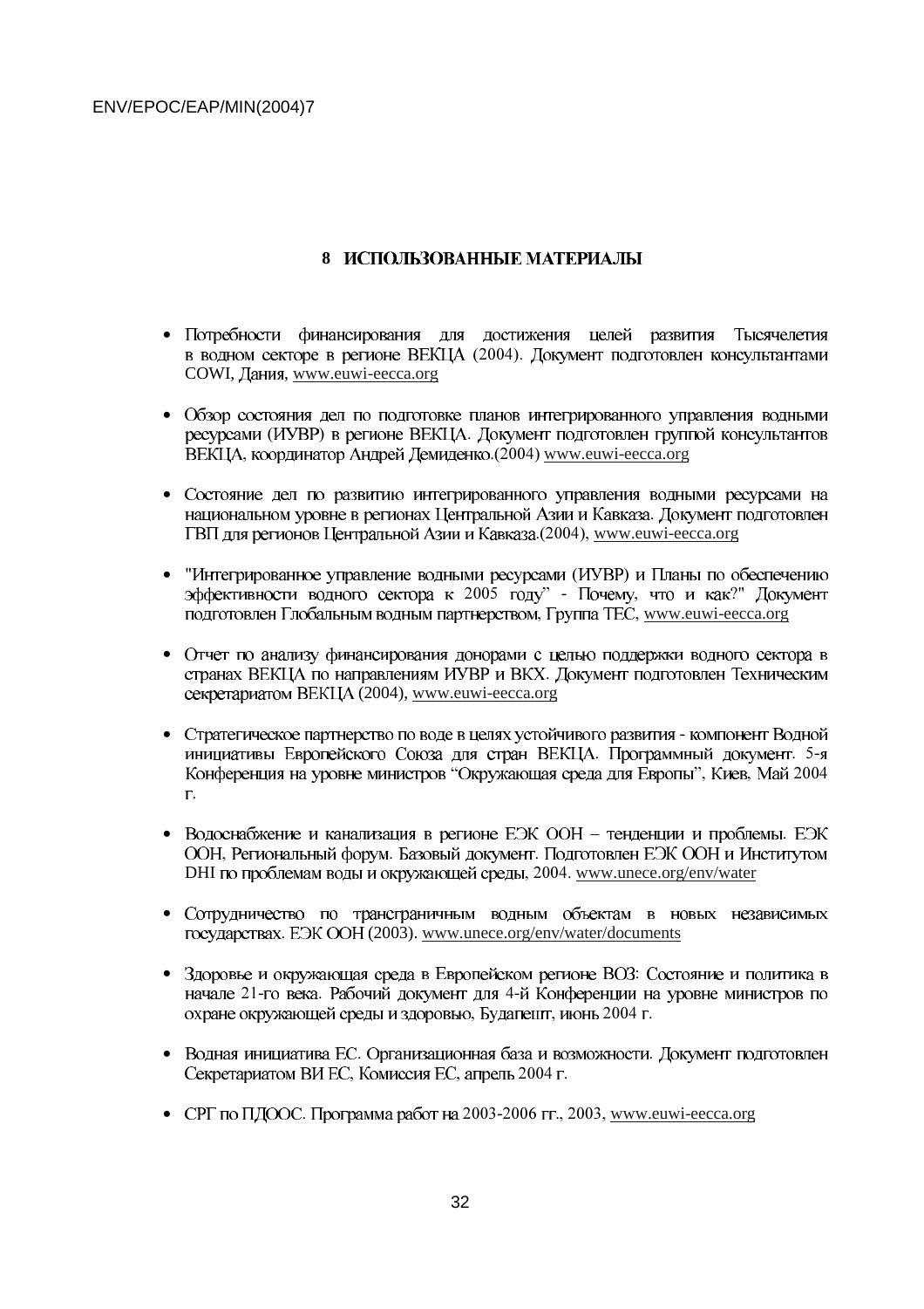## 8 ИСПОЛЬЗОВАННЫЕ МАТЕРИАЛЫ

- Потребности финансирования для достижения целей развития Тысячелетия в водном секторе в регионе ВЕКЦА (2004). Документ подготовлен консультантами COWI, Дания, www.euwi-eecca.org

- Обзор состояния дел по подготовке планов интегрированного управления водными ресурсами (ИУВР) в регионе ВЕКЦА. Документ подготовлен группой консультантов ВЕКЦА, координатор Андрей Демиденко.(2004) www.euwi-eecca.org

- Состояние дел по развитию интегрированного управления водными ресурсами на национальном уровне в регионах Центральной Азии и Кавказа. Документ подготовлен ГВП для регионов Центральной Азии и Кавказа.(2004), www.euwi-eecca.org

- "Интегрированное управление водными ресурсами (ИУВР) и Планы по обеспечению эффективности водного сектора к 2005 году" - Почему, что и как?" Документ подготовлен Глобальным водным партнерством, Группа ТЕС, www.euwi-eecca.org

- Отчет по анализу финансирования донорами с целью поддержки водного сектора в странах ВЕКЦА по направлениям ИУВР и ВКХ. Документ подготовлен Техническим секретариатом ВЕКЦА (2004), www.euwi-eecca.org

- Стратегическое партнерство по воде в целях устойчивого развития - компонент Водной инициативы Европейского Союза для стран ВЕКЦА. Программный документ. 5-я Конференция на уровне министров "Окружающая среда для Европы", Киев, Май 2004 г.

- Водоснабжение и канализация в регионе ЕЭК ООН – тенденции и проблемы. ЕЭК ООН, Региональный форум. Базовый документ. Подготовлен ЕЭК ООН и Институтом DHI по проблемам воды и окружающей среды, 2004. www.unece.org/env/water

- Сотрудничество по трансграничным водным объектам в новых независимых государствах. ЕЭК ООН (2003). www.unece.org/env/water/documents

- Здоровье и окружающая среда в Европейском регионе ВОЗ: Состояние и политика в начале 21-го века. Рабочий документ для 4-й Конференции на уровне министров по охране окружающей среды и здоровью, Будапешт, июнь 2004 г.

- Водная инициатива ЕС. Организационная база и возможности. Документ подготовлен Секретариатом ВИ ЕС, Комиссия ЕС, апрель 2004 г.

- СРГ по ПДООС. Программа работ на 2003-2006 гг., 2003, www.euwi-eecca.org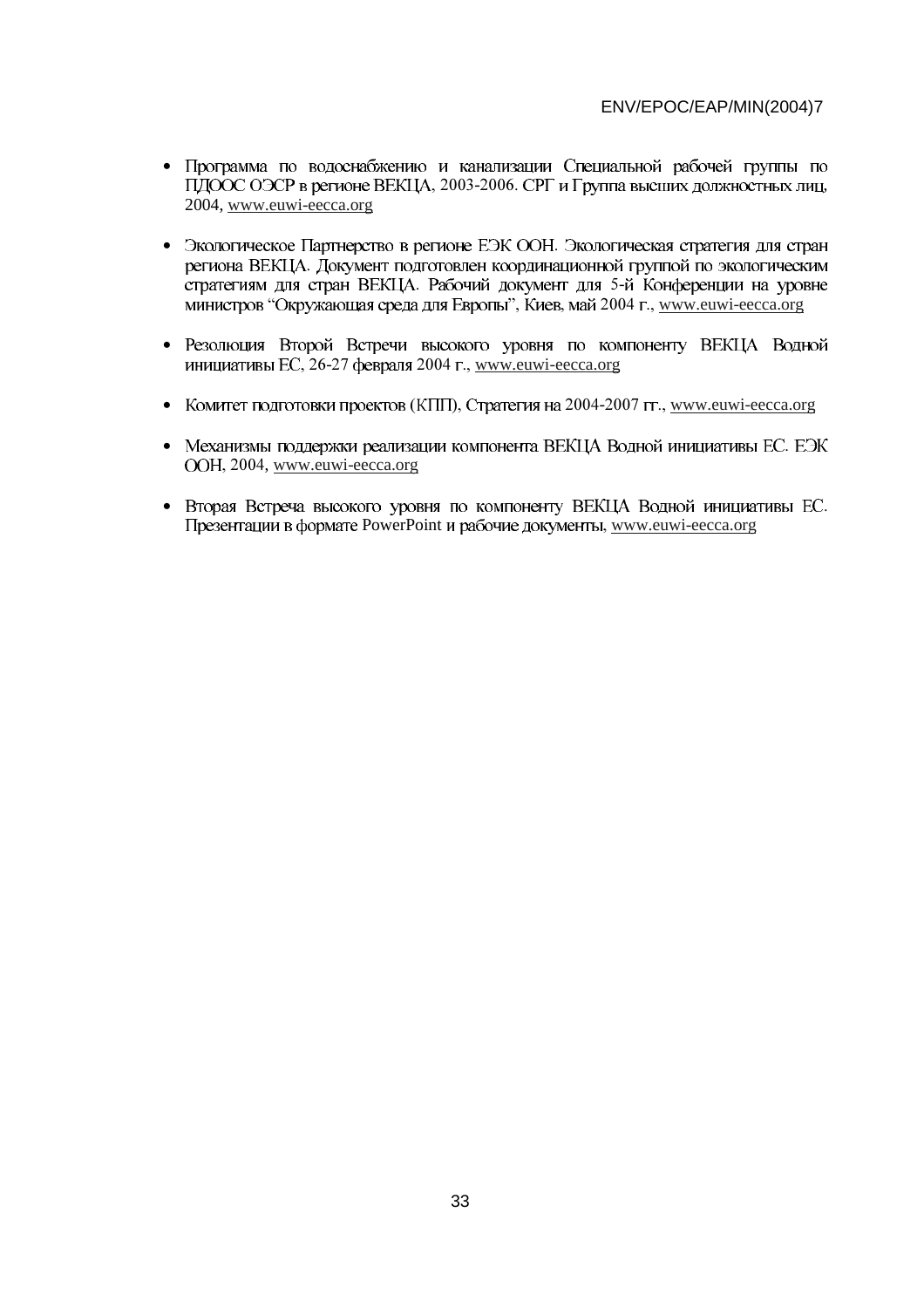- Программа по водоснабжению и канализации Специальной рабочей группы по ПДООС ОЭСР в регионе ВЕКЦА, 2003-2006. СРГ и Группа высших должностных лиц, 2004, www.euwi-eecca.org

- Экологическое Партнерство в регионе ЕЭК ООН. Экологическая стратегия для стран региона ВЕКЦА. Документ подготовлен координационной группой по экологическим стратегиям для стран ВЕКЦА. Рабочий документ для 5-й Конференции на уровне министров "Окружающая среда для Европы", Киев, май 2004 г., www.euwi-eecca.org

- Резолюция Второй Встречи высокого уровня по компоненту ВЕКЦА Водной инициативы ЕС, 26-27 февраля 2004 г., www.euwi-eecca.org

- Комитет подготовки проектов (КПП), Стратегия на 2004-2007 гг., www.euwi-eecca.org

- Механизмы поддержки реализации компонента ВЕКЦА Водной инициативы ЕС. ЕЭК ООН, 2004, www.euwi-eecca.org

- Вторая Встреча высокого уровня по компоненту ВЕКЦА Водной инициативы ЕС. Презентации в формате PowerPoint и рабочие документы, www.euwi-eecca.org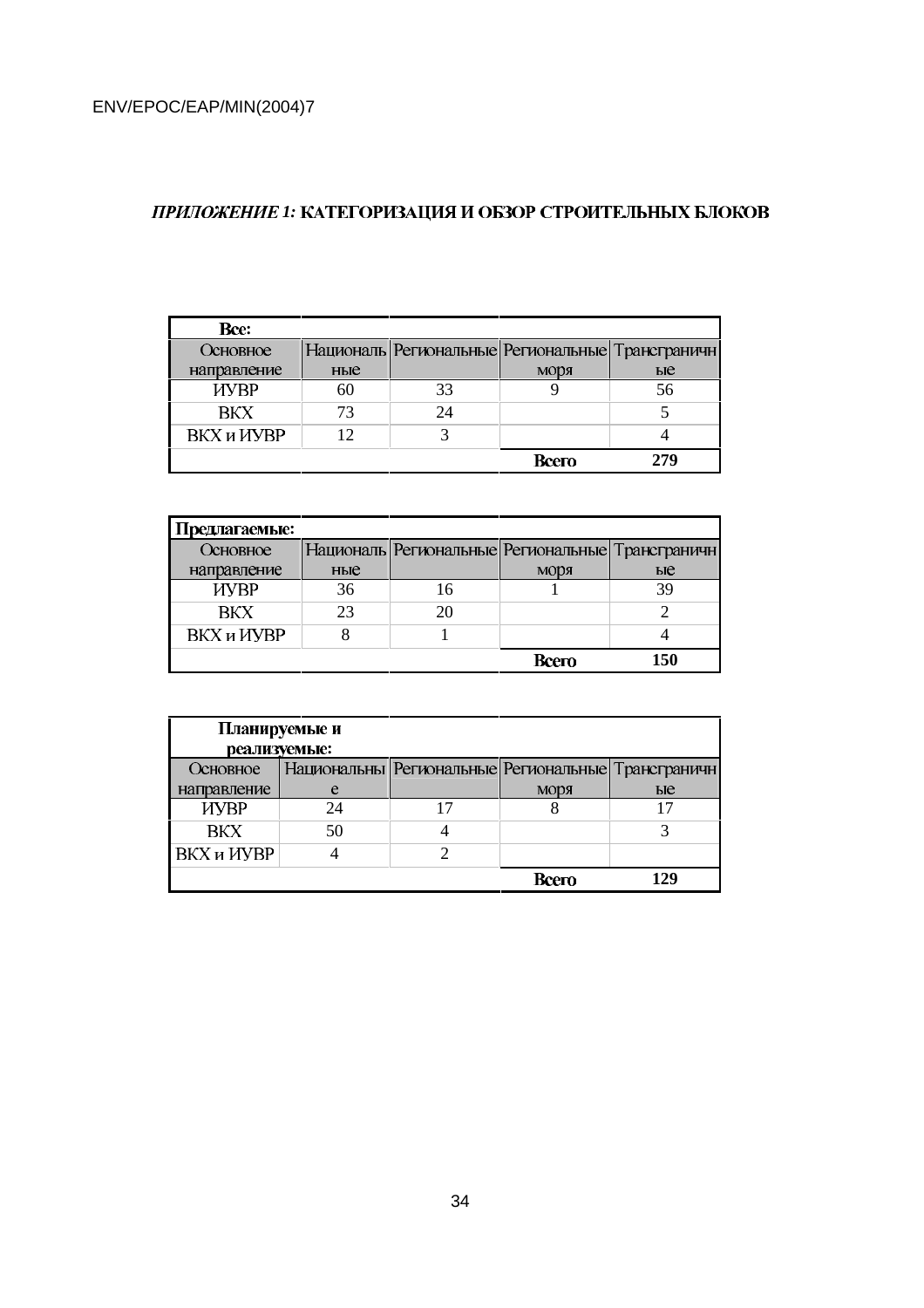## *ПРИЛОЖЕНИЕ 1:* КАТЕГОРИЗАЦИЯ И ОБЗОР СТРОИТЕЛЬНЫХ БЛОКОВ

| **Все:** | | | | |
|---|---|---|---|---|
| Основное направление | Националь ные | Региональные | Региональные моря | Трансграничн ые |
| ИУВР | 60 | 33 | 9 | 56 |
| ВКХ | 73 | 24 | | 5 |
| ВКХ и ИУВР | 12 | 3 | | 4 |
| | | | **Всего** | **279** |

| **Предлагаемые:** | | | | |
|---|---|---|---|---|
| Основное направление | Националь ные | Региональные | Региональные моря | Трансграничн ые |
| ИУВР | 36 | 16 | 1 | 39 |
| ВКХ | 23 | 20 | | 2 |
| ВКХ и ИУВР | 8 | 1 | | 4 |
| | | | **Всего** | **150** |

| **Планируемые и реализуемые:** | | | | |
|---|---|---|---|---|
| Основное направление | Национальны е | Региональные | Региональные моря | Трансграничн ые |
| ИУВР | 24 | 17 | 8 | 17 |
| ВКХ | 50 | 4 | | 3 |
| ВКХ и ИУВР | 4 | 2 | | |
| | | | **Всего** | **129** |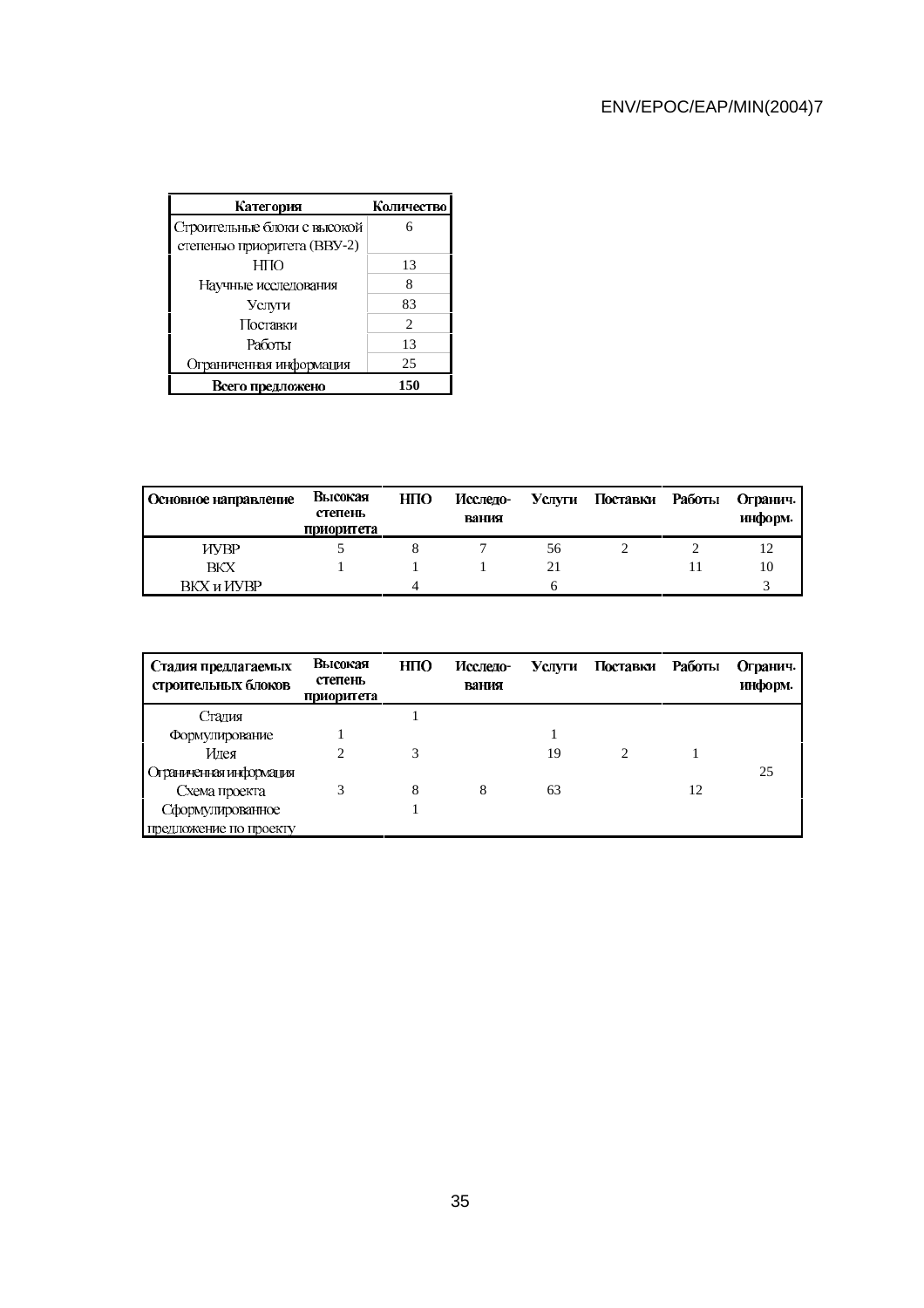| Категория | Количество |
|---|---|
| Строительные блоки с высокой степенью приоритета (ВВУ-2) | 6 |
| НПО | 13 |
| Научные исследования | 8 |
| Услуги | 83 |
| Поставки | 2 |
| Работы | 13 |
| Ограниченная информация | 25 |
| **Всего предложено** | **150** |

| Основное направление | Высокая степень приоритета | НПО | Исследо-вания | Услуги | Поставки | Работы | Огранич. информ. |
|---|---|---|---|---|---|---|---|
| ИУВР | 5 | 8 | 7 | 56 | 2 | 2 | 12 |
| ВКХ | 1 | 1 | 1 | 21 | | 11 | 10 |
| ВКХ и ИУВР | | 4 | | 6 | | | 3 |

| Стадия предлагаемых строительных блоков | Высокая степень приоритета | НПО | Исследо-вания | Услуги | Поставки | Работы | Огранич. информ. |
|---|---|---|---|---|---|---|---|
| Стадия | | 1 | | | | | |
| Формулирование | 1 | | | 1 | | | |
| Идея | 2 | 3 | | 19 | 2 | 1 | |
| Ограниченная информация | | | | | | | 25 |
| Схема проекта | 3 | 8 | 8 | 63 | | 12 | |
| Сформулированное предложение по проекту | | 1 | | | | | |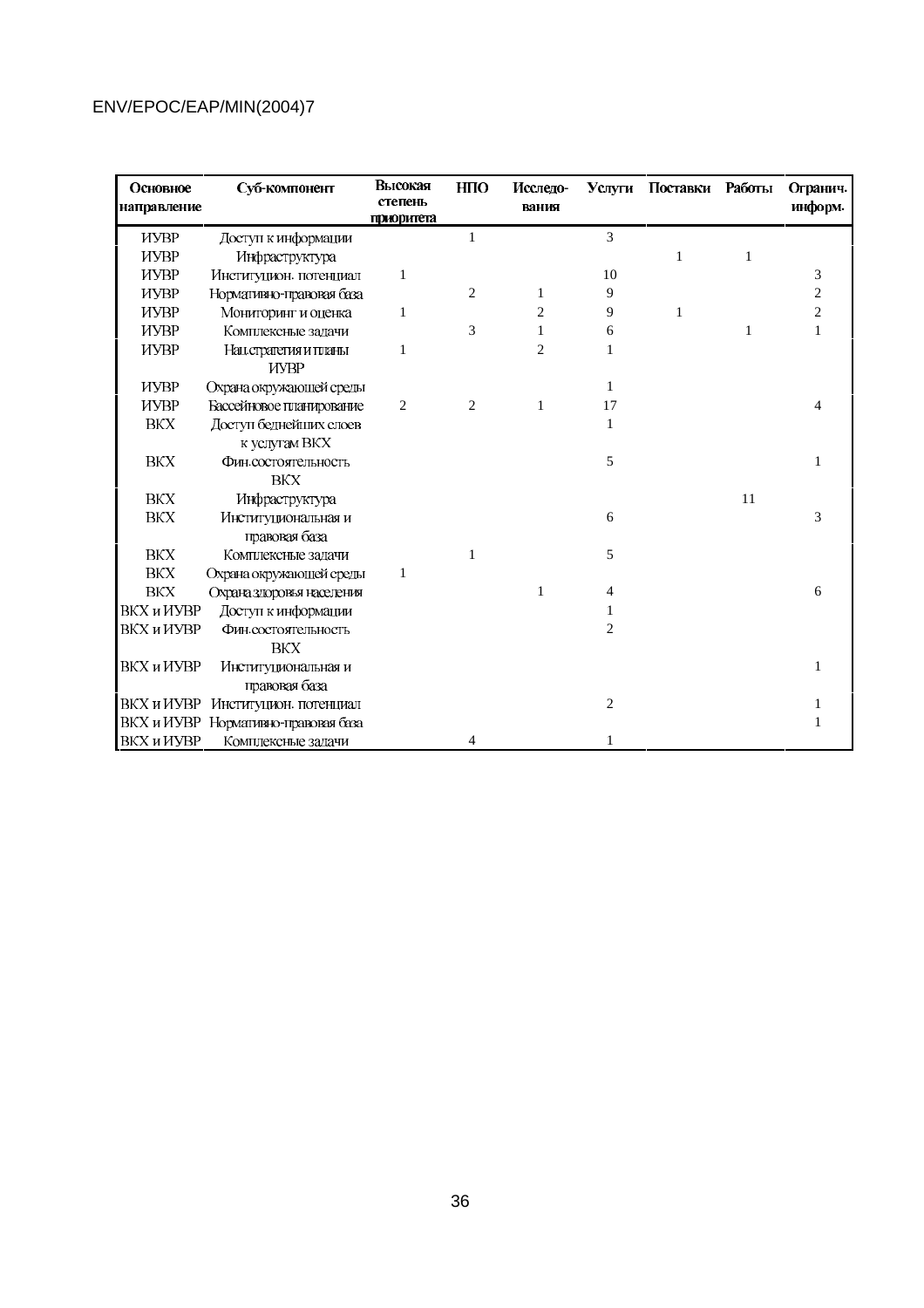| Основное направление | Суб-компонент | Высокая степень приоритета | НПО | Исследо-вания | Услуги | Поставки | Работы | Огранич. информ. |
|---|---|---|---|---|---|---|---|---|
| ИУВР | Доступ к информации | | 1 | | 3 | | | |
| ИУВР | Инфраструктура | | | | | 1 | 1 | |
| ИУВР | Институцион. потенциал | 1 | | | 10 | | | 3 |
| ИУВР | Нормативно-правовая база | | 2 | 1 | 9 | | | 2 |
| ИУВР | Мониторинг и оценка | 1 | | 2 | 9 | 1 | | 2 |
| ИУВР | Комплексные задачи | | 3 | 1 | 6 | | 1 | 1 |
| ИУВР | Нац.стратегия и планы ИУВР | 1 | | 2 | 1 | | | |
| ИУВР | Охрана окружающей среды | | | | 1 | | | |
| ИУВР | Бассейновое планирование | 2 | 2 | 1 | 17 | | | 4 |
| ВКХ | Доступ беднейших слоев к услугам ВКХ | | | | 1 | | | |
| ВКХ | Фин.состоятельность ВКХ | | | | 5 | | | 1 |
| ВКХ | Инфраструктура | | | | | | 11 | |
| ВКХ | Институциональная и правовая база | | | | 6 | | | 3 |
| ВКХ | Комплексные задачи | | 1 | | 5 | | | |
| ВКХ | Охрана окружающей среды | 1 | | | | | | |
| ВКХ | Охрана здоровья населения | | | 1 | 4 | | | 6 |
| ВКХ и ИУВР | Доступ к информации | | | | 1 | | | |
| ВКХ и ИУВР | Фин.состоятельность ВКХ | | | | 2 | | | |
| ВКХ и ИУВР | Институциональная и правовая база | | | | | | | 1 |
| ВКХ и ИУВР | Институцион. потенциал | | | | 2 | | | 1 |
| ВКХ и ИУВР | Нормативно-правовая база | | | | | | | 1 |
| ВКХ и ИУВР | Комплексные задачи | | 4 | | 1 | | | |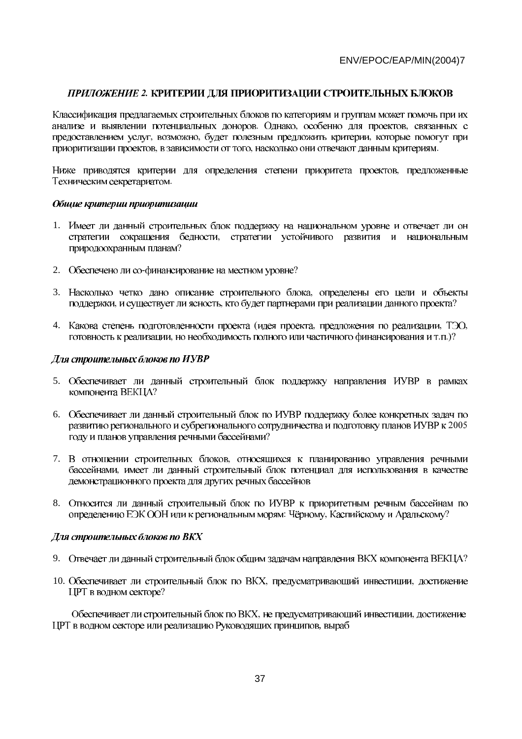## *ПРИЛОЖЕНИЕ 2.* КРИТЕРИИ ДЛЯ ПРИОРИТИЗАЦИИ СТРОИТЕЛЬНЫХ БЛОКОВ

Классификация предлагаемых строительных блоков по категориям и группам может помочь при их анализе и выявлении потенциальных доноров. Однако, особенно для проектов, связанных с предоставлением услуг, возможно, будет полезным предложить критерии, которые помогут при приоритизации проектов, в зависимости от того, насколько они отвечают данным критериям.

Ниже приводятся критерии для определения степени приоритета проектов, предложенные Техническим секретариатом.

### *Общие критерии приоритизации*

1. Имеет ли данный строительный блок поддержку на национальном уровне и отвечает ли он стратегии сокращения бедности, стратегии устойчивого развития и национальным природоохранным планам?

2. Обеспечено ли со-финансирование на местном уровне?

3. Насколько четко дано описание строительного блока, определены его цели и объекты поддержки, и существует ли ясность, кто будет партнерами при реализации данного проекта?

4. Какова степень подготовленности проекта (идея проекта, предложения по реализации, ТЭО, готовность к реализации, но необходимость полного или частичного финансирования и т.п.)?

### *Для строительных блоков по ИУВР*

5. Обеспечивает ли данный строительный блок поддержку направления ИУВР в рамках компонента ВЕКЦА?

6. Обеспечивает ли данный строительный блок по ИУВР поддержку более конкретных задач по развитию регионального и субрегионального сотрудничества и подготовку планов ИУВР к 2005 году и планов управления речными бассейнами?

7. В отношении строительных блоков, относящихся к планированию управления речными бассейнами, имеет ли данный строительный блок потенциал для использования в качестве демонстрационного проекта для других речных бассейнов

8. Относится ли данный строительный блок по ИУВР к приоритетным речным бассейнам по определению ЕЭК ООН или к региональным морям: Чёрному, Каспийскому и Аральскому?

### *Для строительных блоков по ВКХ*

9. Отвечает ли данный строительный блок общим задачам направления ВКХ компонента ВЕКЦА?

10. Обеспечивает ли строительный блок по ВКХ, предусматривающий инвестиции, достижение ЦРТ в водном секторе?

Обеспечивает ли строительный блок по ВКХ, не предусматривающий инвестиции, достижение ЦРТ в водном секторе или реализацию Руководящих принципов, выраб